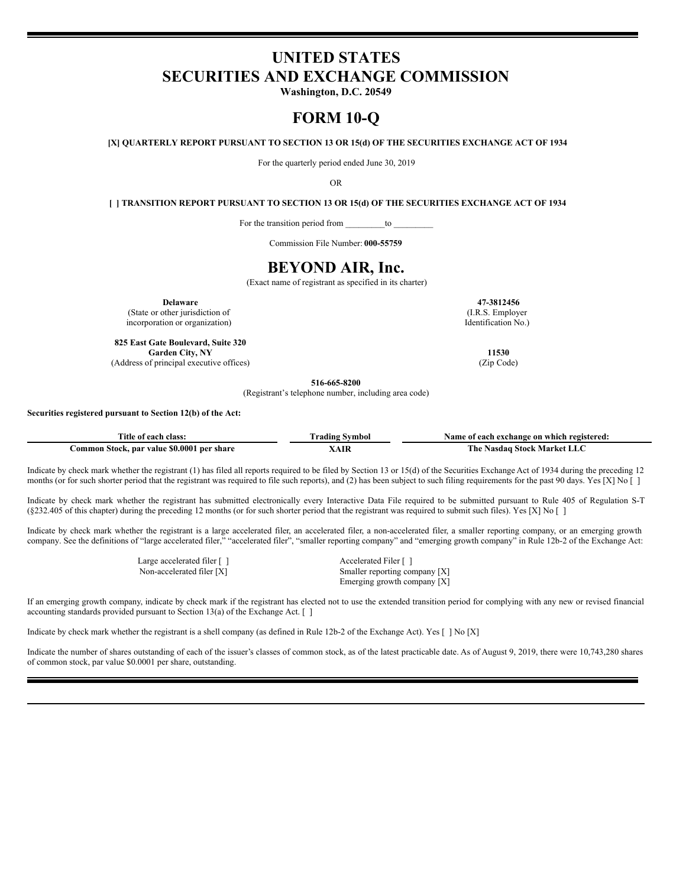# UNITED STATES
# SECURITIES AND EXCHANGE COMMISSION

**Washington, D.C. 20549**

# FORM 10-Q

**[X] QUARTERLY REPORT PURSUANT TO SECTION 13 OR 15(d) OF THE SECURITIES EXCHANGE ACT OF 1934**

For the quarterly period ended June 30, 2019

OR

**[ ] TRANSITION REPORT PURSUANT TO SECTION 13 OR 15(d) OF THE SECURITIES EXCHANGE ACT OF 1934**

For the transition period from _________to _________

Commission File Number: **000-55759**

# BEYOND AIR, Inc.

(Exact name of registrant as specified in its charter)

| | |
|---|---|
| **Delaware**<br>(State or other jurisdiction of incorporation or organization) | **47-3812456**<br>(I.R.S. Employer Identification No.) |
| **825 East Gate Boulevard, Suite 320**<br>**Garden City, NY**<br>(Address of principal executive offices) | **11530**<br>(Zip Code) |

**516-665-8200**

(Registrant's telephone number, including area code)

**Securities registered pursuant to Section 12(b) of the Act:**

| Title of each class: | Trading Symbol | Name of each exchange on which registered: |
|---|---|---|
| **Common Stock, par value $0.0001 per share** | **XAIR** | **The Nasdaq Stock Market LLC** |

Indicate by check mark whether the registrant (1) has filed all reports required to be filed by Section 13 or 15(d) of the Securities Exchange Act of 1934 during the preceding 12 months (or for such shorter period that the registrant was required to file such reports), and (2) has been subject to such filing requirements for the past 90 days. Yes [X] No [ ]

Indicate by check mark whether the registrant has submitted electronically every Interactive Data File required to be submitted pursuant to Rule 405 of Regulation S-T (§232.405 of this chapter) during the preceding 12 months (or for such shorter period that the registrant was required to submit such files). Yes [X] No [ ]

Indicate by check mark whether the registrant is a large accelerated filer, an accelerated filer, a non-accelerated filer, a smaller reporting company, or an emerging growth company. See the definitions of "large accelerated filer," "accelerated filer", "smaller reporting company" and "emerging growth company" in Rule 12b-2 of the Exchange Act:

| | |
|---|---|
| Large accelerated filer [ ] | Accelerated Filer [ ] |
| Non-accelerated filer [X] | Smaller reporting company [X] |
| | Emerging growth company [X] |

If an emerging growth company, indicate by check mark if the registrant has elected not to use the extended transition period for complying with any new or revised financial accounting standards provided pursuant to Section 13(a) of the Exchange Act. [ ]

Indicate by check mark whether the registrant is a shell company (as defined in Rule 12b-2 of the Exchange Act). Yes [ ] No [X]

Indicate the number of shares outstanding of each of the issuer's classes of common stock, as of the latest practicable date. As of August 9, 2019, there were 10,743,280 shares of common stock, par value $0.0001 per share, outstanding.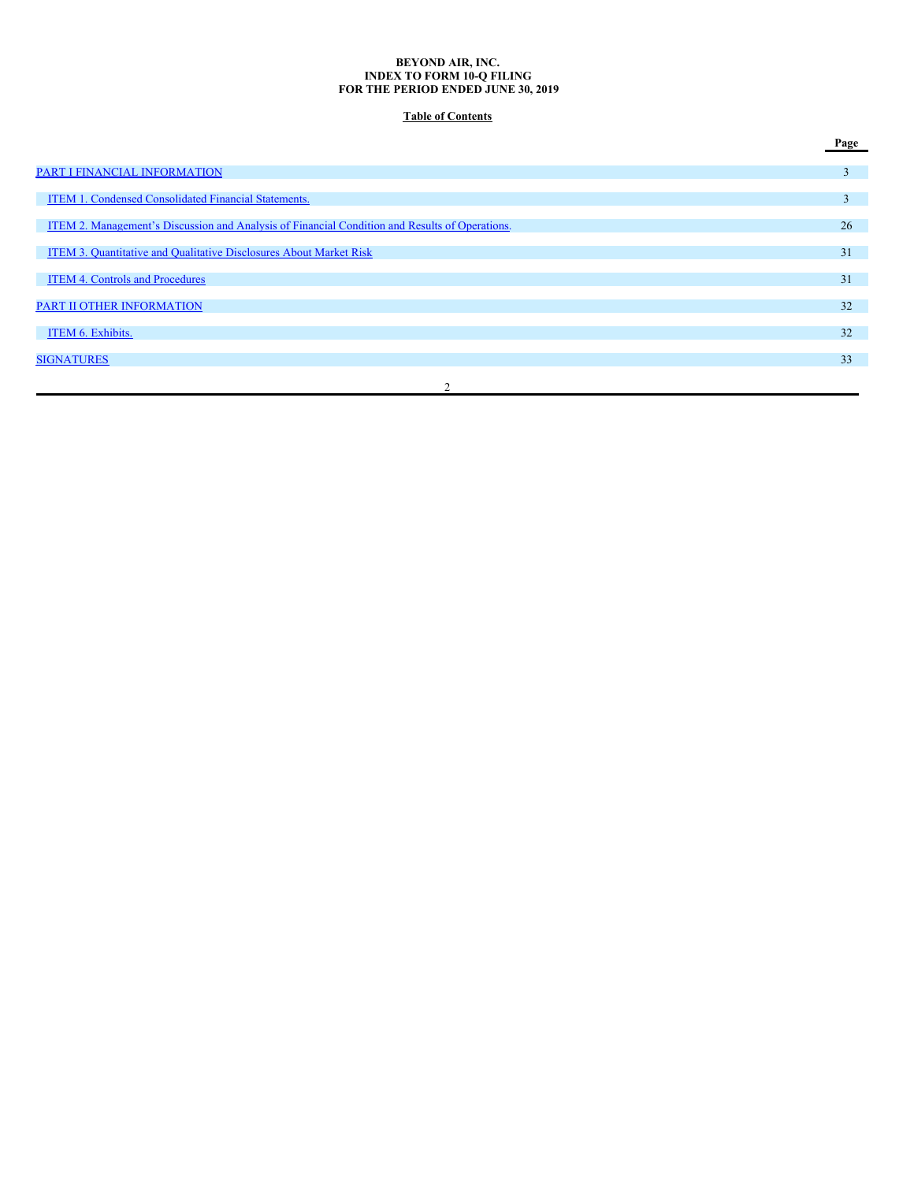**BEYOND AIR, INC.**
**INDEX TO FORM 10-Q FILING**
**FOR THE PERIOD ENDED JUNE 30, 2019**

**Table of Contents**

| | Page |
|---|---|
| PART I FINANCIAL INFORMATION | 3 |
| ITEM 1. Condensed Consolidated Financial Statements. | 3 |
| ITEM 2. Management's Discussion and Analysis of Financial Condition and Results of Operations. | 26 |
| ITEM 3. Quantitative and Qualitative Disclosures About Market Risk | 31 |
| ITEM 4. Controls and Procedures | 31 |
| PART II OTHER INFORMATION | 32 |
| ITEM 6. Exhibits. | 32 |
| SIGNATURES | 33 |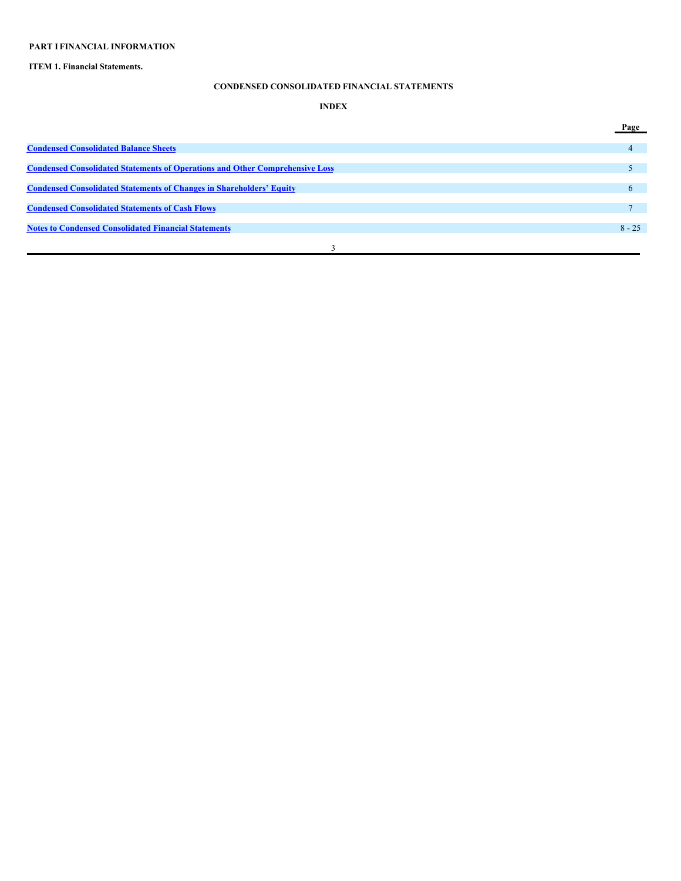**PART I FINANCIAL INFORMATION**

**ITEM 1. Financial Statements.**

**CONDENSED CONSOLIDATED FINANCIAL STATEMENTS**

**INDEX**

| | Page |
|---|---|
| **Condensed Consolidated Balance Sheets** | 4 |
| **Condensed Consolidated Statements of Operations and Other Comprehensive Loss** | 5 |
| **Condensed Consolidated Statements of Changes in Shareholders' Equity** | 6 |
| **Condensed Consolidated Statements of Cash Flows** | 7 |
| **Notes to Condensed Consolidated Financial Statements** | 8 - 25 |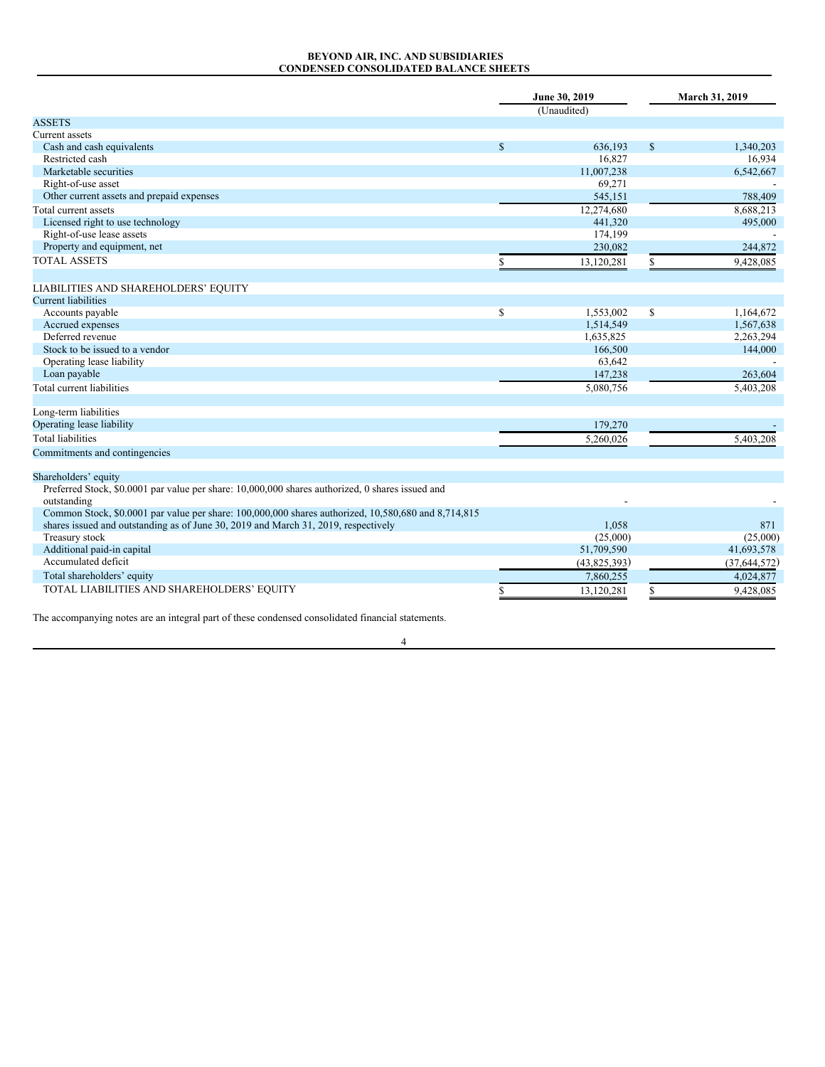# BEYOND AIR, INC. AND SUBSIDIARIES
## CONDENSED CONSOLIDATED BALANCE SHEETS

| | June 30, 2019 (Unaudited) | March 31, 2019 |
|---|---|---|
| **ASSETS** | | |
| Current assets | | |
| Cash and cash equivalents | $ 636,193 | $ 1,340,203 |
| Restricted cash | 16,827 | 16,934 |
| Marketable securities | 11,007,238 | 6,542,667 |
| Right-of-use asset | 69,271 | - |
| Other current assets and prepaid expenses | 545,151 | 788,409 |
| Total current assets | 12,274,680 | 8,688,213 |
| Licensed right to use technology | 441,320 | 495,000 |
| Right-of-use lease assets | 174,199 | - |
| Property and equipment, net | 230,082 | 244,872 |
| TOTAL ASSETS | $ 13,120,281 | $ 9,428,085 |
| | | |
| **LIABILITIES AND SHAREHOLDERS' EQUITY** | | |
| Current liabilities | | |
| Accounts payable | $ 1,553,002 | $ 1,164,672 |
| Accrued expenses | 1,514,549 | 1,567,638 |
| Deferred revenue | 1,635,825 | 2,263,294 |
| Stock to be issued to a vendor | 166,500 | 144,000 |
| Operating lease liability | 63,642 | - |
| Loan payable | 147,238 | 263,604 |
| Total current liabilities | 5,080,756 | 5,403,208 |
| | | |
| Long-term liabilities | | |
| Operating lease liability | 179,270 | - |
| Total liabilities | 5,260,026 | 5,403,208 |
| Commitments and contingencies | | |
| | | |
| Shareholders' equity | | |
| Preferred Stock, $0.0001 par value per share: 10,000,000 shares authorized, 0 shares issued and outstanding | - | - |
| Common Stock, $0.0001 par value per share: 100,000,000 shares authorized, 10,580,680 and 8,714,815 shares issued and outstanding as of June 30, 2019 and March 31, 2019, respectively | 1,058 | 871 |
| Treasury stock | (25,000) | (25,000) |
| Additional paid-in capital | 51,709,590 | 41,693,578 |
| Accumulated deficit | (43,825,393) | (37,644,572) |
| Total shareholders' equity | 7,860,255 | 4,024,877 |
| TOTAL LIABILITIES AND SHAREHOLDERS' EQUITY | $ 13,120,281 | $ 9,428,085 |

The accompanying notes are an integral part of these condensed consolidated financial statements.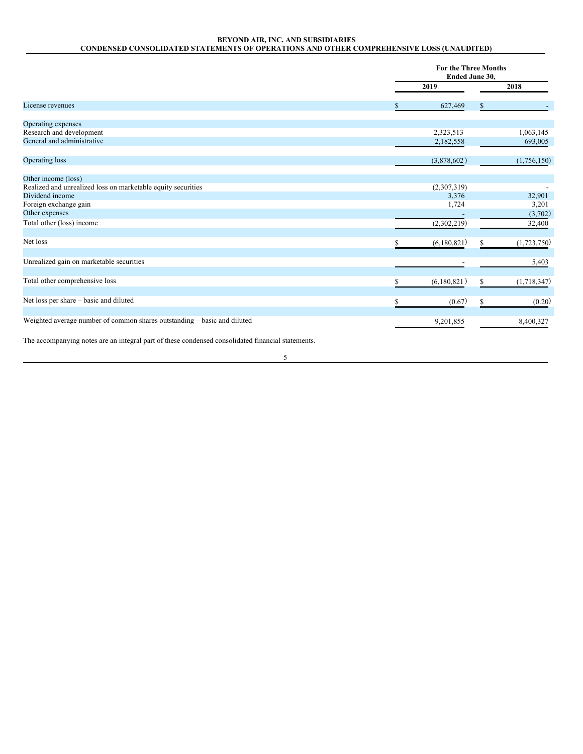**BEYOND AIR, INC. AND SUBSIDIARIES**
**CONDENSED CONSOLIDATED STATEMENTS OF OPERATIONS AND OTHER COMPREHENSIVE LOSS (UNAUDITED)**

| | For the Three Months Ended June 30, | |
|---|---|---|
| | 2019 | 2018 |
| License revenues | $ 627,469 | $ - |
| Operating expenses | | |
| Research and development | 2,323,513 | 1,063,145 |
| General and administrative | 2,182,558 | 693,005 |
| Operating loss | (3,878,602) | (1,756,150) |
| Other income (loss) | | |
| Realized and unrealized loss on marketable equity securities | (2,307,319) | - |
| Dividend income | 3,376 | 32,901 |
| Foreign exchange gain | 1,724 | 3,201 |
| Other expenses | - | (3,702) |
| Total other (loss) income | (2,302,219) | 32,400 |
| Net loss | $ (6,180,821) | $ (1,723,750) |
| Unrealized gain on marketable securities | - | 5,403 |
| Total other comprehensive loss | $ (6,180,821) | $ (1,718,347) |
| Net loss per share – basic and diluted | $ (0.67) | $ (0.20) |
| Weighted average number of common shares outstanding – basic and diluted | 9,201,855 | 8,400,327 |

The accompanying notes are an integral part of these condensed consolidated financial statements.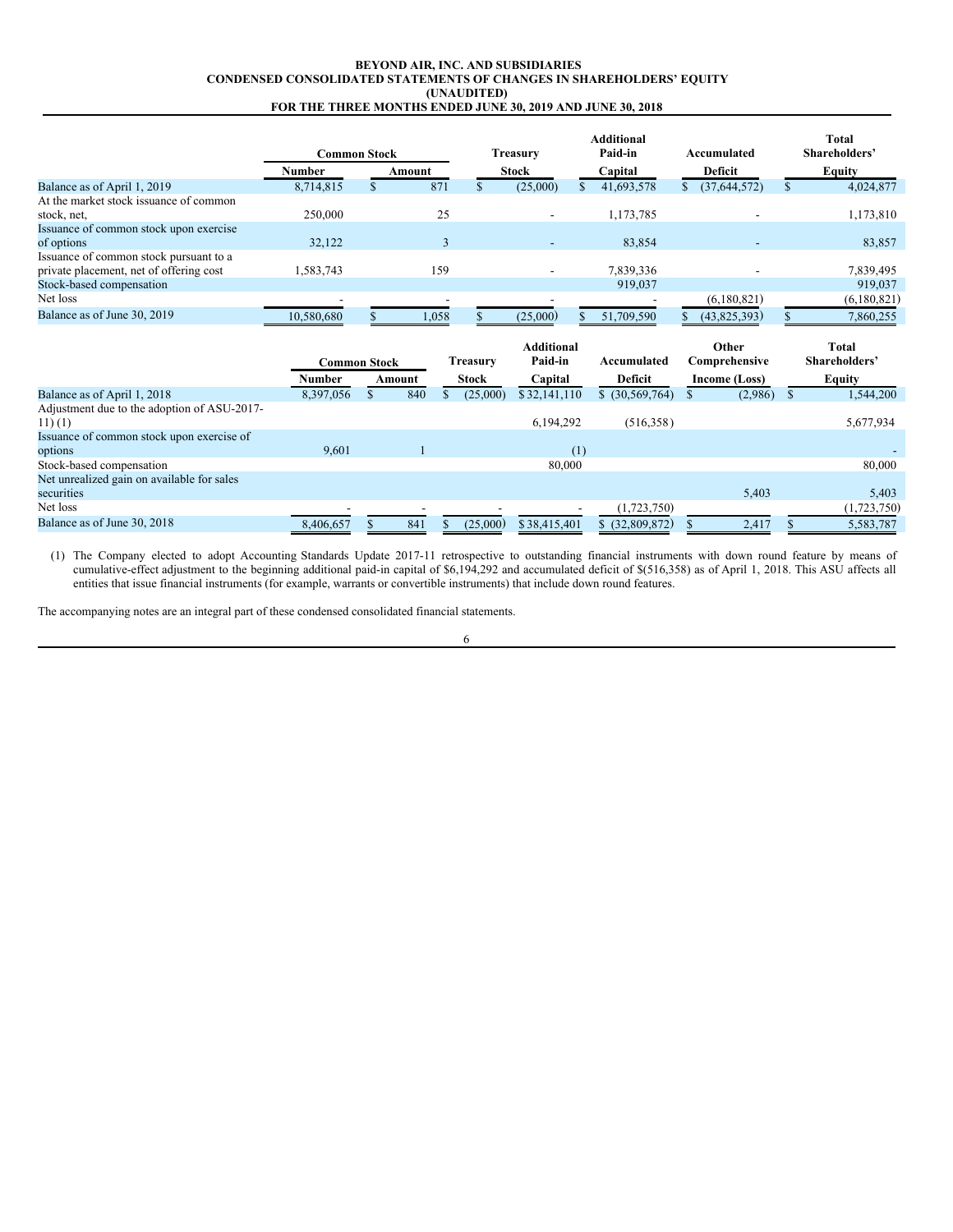**BEYOND AIR, INC. AND SUBSIDIARIES**
**CONDENSED CONSOLIDATED STATEMENTS OF CHANGES IN SHAREHOLDERS' EQUITY**
**(UNAUDITED)**
**FOR THE THREE MONTHS ENDED JUNE 30, 2019 AND JUNE 30, 2018**

| | Common Stock | | Treasury | Additional Paid-in | Accumulated | Total Shareholders' |
|---|---|---|---|---|---|---|
| | Number | Amount | Stock | Capital | Deficit | Equity |
| Balance as of April 1, 2019 | 8,714,815 | $ 871 | $ (25,000) | $ 41,693,578 | $ (37,644,572) | $ 4,024,877 |
| At the market stock issuance of common stock, net, | 250,000 | 25 | - | 1,173,785 | - | 1,173,810 |
| Issuance of common stock upon exercise of options | 32,122 | 3 | - | 83,854 | - | 83,857 |
| Issuance of common stock pursuant to a private placement, net of offering cost | 1,583,743 | 159 | - | 7,839,336 | - | 7,839,495 |
| Stock-based compensation | | | | 919,037 | | 919,037 |
| Net loss | - | - | - | - | (6,180,821) | (6,180,821) |
| Balance as of June 30, 2019 | 10,580,680 | $ 1,058 | $ (25,000) | $ 51,709,590 | $ (43,825,393) | $ 7,860,255 |

| | Common Stock | | Treasury | Additional Paid-in | Accumulated | Other Comprehensive | Total Shareholders' |
|---|---|---|---|---|---|---|---|
| | Number | Amount | Stock | Capital | Deficit | Income (Loss) | Equity |
| Balance as of April 1, 2018 | 8,397,056 | $ 840 | $ (25,000) | $ 32,141,110 | $ (30,569,764) | $ (2,986) | $ 1,544,200 |
| Adjustment due to the adoption of ASU-2017-11) (1) | | | | 6,194,292 | (516,358) | | 5,677,934 |
| Issuance of common stock upon exercise of options | 9,601 | 1 | | (1) | | | - |
| Stock-based compensation | | | | 80,000 | | | 80,000 |
| Net unrealized gain on available for sales securities | | | | | | 5,403 | 5,403 |
| Net loss | - | - | - | - | (1,723,750) | | (1,723,750) |
| Balance as of June 30, 2018 | 8,406,657 | $ 841 | $ (25,000) | $ 38,415,401 | $ (32,809,872) | $ 2,417 | $ 5,583,787 |

(1) The Company elected to adopt Accounting Standards Update 2017-11 retrospective to outstanding financial instruments with down round feature by means of cumulative-effect adjustment to the beginning additional paid-in capital of $6,194,292 and accumulated deficit of $(516,358) as of April 1, 2018. This ASU affects all entities that issue financial instruments (for example, warrants or convertible instruments) that include down round features.

The accompanying notes are an integral part of these condensed consolidated financial statements.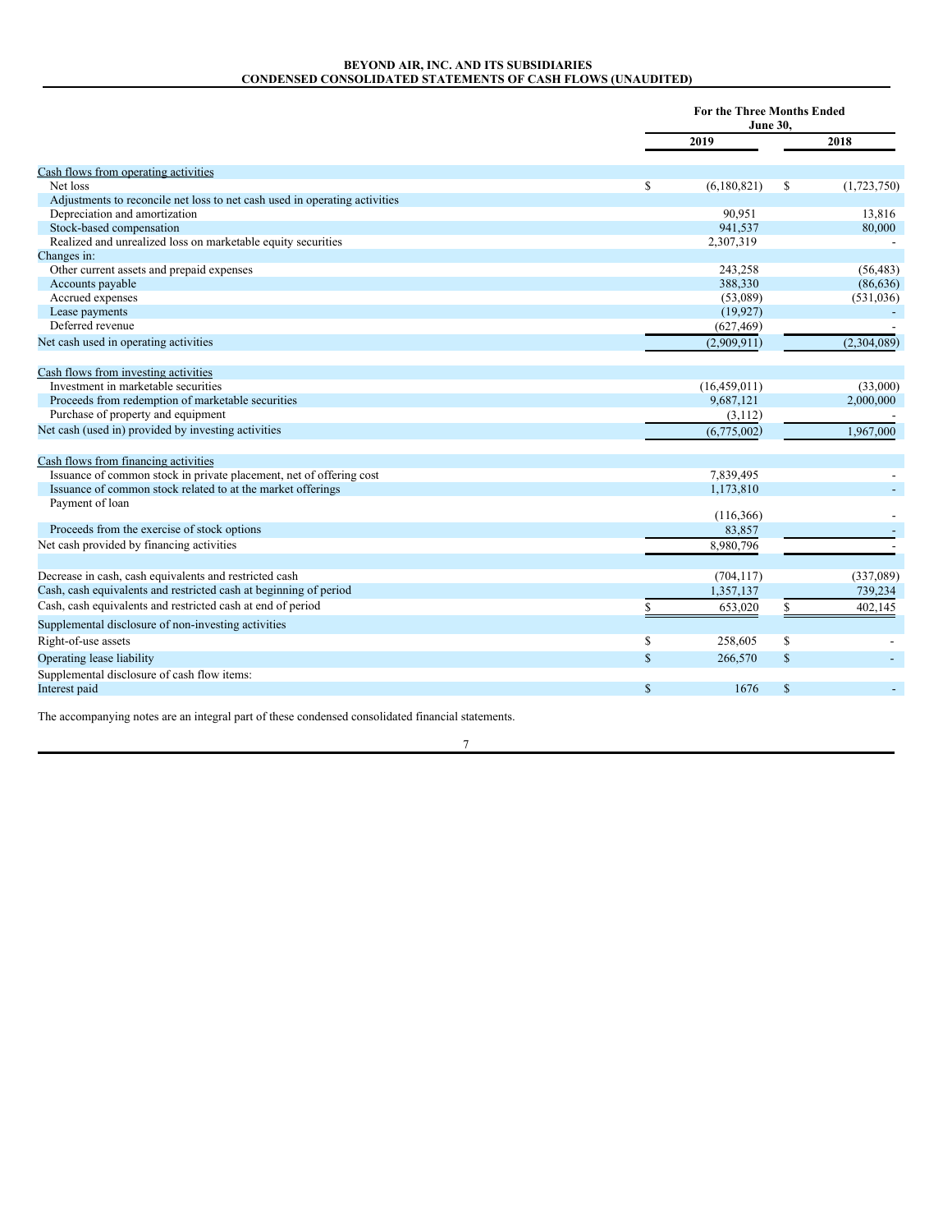**BEYOND AIR, INC. AND ITS SUBSIDIARIES**
**CONDENSED CONSOLIDATED STATEMENTS OF CASH FLOWS (UNAUDITED)**

| | For the Three Months Ended June 30, | |
|---|---|---|
| | 2019 | 2018 |
| Cash flows from operating activities | | |
| Net loss | $ (6,180,821) | $ (1,723,750) |
| Adjustments to reconcile net loss to net cash used in operating activities | | |
| Depreciation and amortization | 90,951 | 13,816 |
| Stock-based compensation | 941,537 | 80,000 |
| Realized and unrealized loss on marketable equity securities | 2,307,319 | - |
| Changes in: | | |
| Other current assets and prepaid expenses | 243,258 | (56,483) |
| Accounts payable | 388,330 | (86,636) |
| Accrued expenses | (53,089) | (531,036) |
| Lease payments | (19,927) | - |
| Deferred revenue | (627,469) | - |
| Net cash used in operating activities | (2,909,911) | (2,304,089) |
| Cash flows from investing activities | | |
| Investment in marketable securities | (16,459,011) | (33,000) |
| Proceeds from redemption of marketable securities | 9,687,121 | 2,000,000 |
| Purchase of property and equipment | (3,112) | - |
| Net cash (used in) provided by investing activities | (6,775,002) | 1,967,000 |
| Cash flows from financing activities | | |
| Issuance of common stock in private placement, net of offering cost | 7,839,495 | - |
| Issuance of common stock related to at the market offerings | 1,173,810 | - |
| Payment of loan | (116,366) | - |
| Proceeds from the exercise of stock options | 83,857 | - |
| Net cash provided by financing activities | 8,980,796 | - |
| Decrease in cash, cash equivalents and restricted cash | (704,117) | (337,089) |
| Cash, cash equivalents and restricted cash at beginning of period | 1,357,137 | 739,234 |
| Cash, cash equivalents and restricted cash at end of period | $ 653,020 | $ 402,145 |
| Supplemental disclosure of non-investing activities | | |
| Right-of-use assets | $ 258,605 | $ - |
| Operating lease liability | $ 266,570 | $ - |
| Supplemental disclosure of cash flow items: | | |
| Interest paid | $ 1676 | $ - |

The accompanying notes are an integral part of these condensed consolidated financial statements.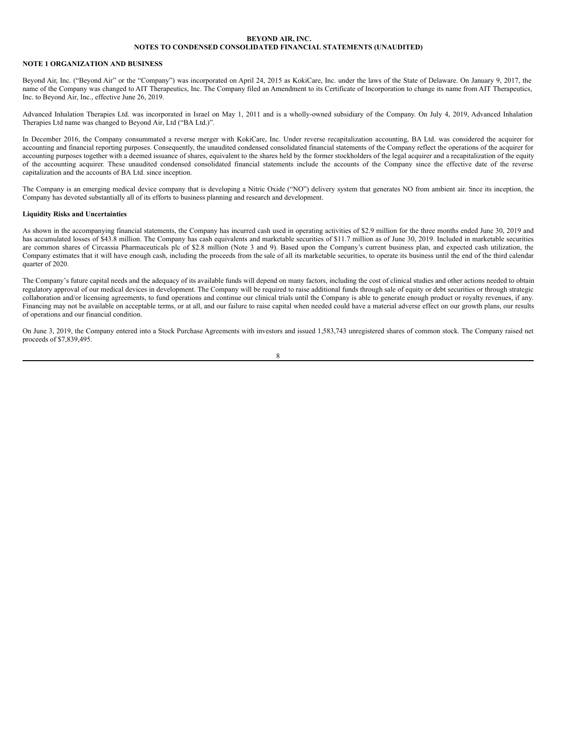**BEYOND AIR, INC.**
**NOTES TO CONDENSED CONSOLIDATED FINANCIAL STATEMENTS (UNAUDITED)**

## NOTE 1 ORGANIZATION AND BUSINESS

Beyond Air, Inc. ("Beyond Air" or the "Company") was incorporated on April 24, 2015 as KokiCare, Inc. under the laws of the State of Delaware. On January 9, 2017, the name of the Company was changed to AIT Therapeutics, Inc. The Company filed an Amendment to its Certificate of Incorporation to change its name from AIT Therapeutics, Inc. to Beyond Air, Inc., effective June 26, 2019.

Advanced Inhalation Therapies Ltd. was incorporated in Israel on May 1, 2011 and is a wholly-owned subsidiary of the Company. On July 4, 2019, Advanced Inhalation Therapies Ltd name was changed to Beyond Air, Ltd ("BA Ltd.)".

In December 2016, the Company consummated a reverse merger with KokiCare, Inc. Under reverse recapitalization accounting, BA Ltd. was considered the acquirer for accounting and financial reporting purposes. Consequently, the unaudited condensed consolidated financial statements of the Company reflect the operations of the acquirer for accounting purposes together with a deemed issuance of shares, equivalent to the shares held by the former stockholders of the legal acquirer and a recapitalization of the equity of the accounting acquirer. These unaudited condensed consolidated financial statements include the accounts of the Company since the effective date of the reverse capitalization and the accounts of BA Ltd. since inception.

The Company is an emerging medical device company that is developing a Nitric Oxide ("NO") delivery system that generates NO from ambient air. Since its inception, the Company has devoted substantially all of its efforts to business planning and research and development.

### Liquidity Risks and Uncertainties

As shown in the accompanying financial statements, the Company has incurred cash used in operating activities of $2.9 million for the three months ended June 30, 2019 and has accumulated losses of $43.8 million. The Company has cash equivalents and marketable securities of $11.7 million as of June 30, 2019. Included in marketable securities are common shares of Circassia Pharmaceuticals plc of $2.8 million (Note 3 and 9). Based upon the Company's current business plan, and expected cash utilization, the Company estimates that it will have enough cash, including the proceeds from the sale of all its marketable securities, to operate its business until the end of the third calendar quarter of 2020.

The Company's future capital needs and the adequacy of its available funds will depend on many factors, including the cost of clinical studies and other actions needed to obtain regulatory approval of our medical devices in development. The Company will be required to raise additional funds through sale of equity or debt securities or through strategic collaboration and/or licensing agreements, to fund operations and continue our clinical trials until the Company is able to generate enough product or royalty revenues, if any. Financing may not be available on acceptable terms, or at all, and our failure to raise capital when needed could have a material adverse effect on our growth plans, our results of operations and our financial condition.

On June 3, 2019, the Company entered into a Stock Purchase Agreements with investors and issued 1,583,743 unregistered shares of common stock. The Company raised net proceeds of $7,839,495.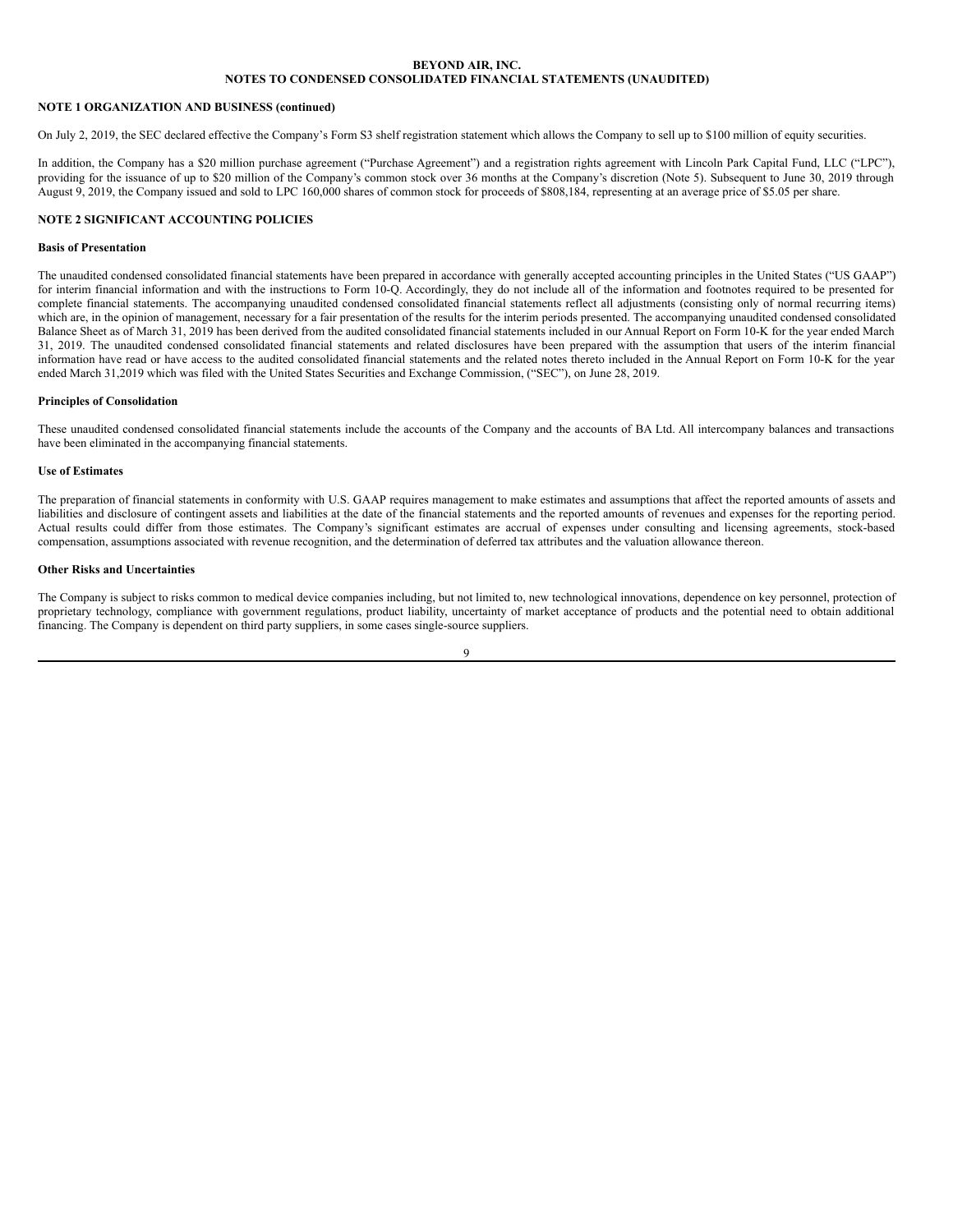**BEYOND AIR, INC.**
**NOTES TO CONDENSED CONSOLIDATED FINANCIAL STATEMENTS (UNAUDITED)**

**NOTE 1 ORGANIZATION AND BUSINESS (continued)**

On July 2, 2019, the SEC declared effective the Company's Form S3 shelf registration statement which allows the Company to sell up to $100 million of equity securities.

In addition, the Company has a $20 million purchase agreement ("Purchase Agreement") and a registration rights agreement with Lincoln Park Capital Fund, LLC ("LPC"), providing for the issuance of up to $20 million of the Company's common stock over 36 months at the Company's discretion (Note 5). Subsequent to June 30, 2019 through August 9, 2019, the Company issued and sold to LPC 160,000 shares of common stock for proceeds of $808,184, representing at an average price of $5.05 per share.

**NOTE 2 SIGNIFICANT ACCOUNTING POLICIES**

**Basis of Presentation**

The unaudited condensed consolidated financial statements have been prepared in accordance with generally accepted accounting principles in the United States ("US GAAP") for interim financial information and with the instructions to Form 10-Q. Accordingly, they do not include all of the information and footnotes required to be presented for complete financial statements. The accompanying unaudited condensed consolidated financial statements reflect all adjustments (consisting only of normal recurring items) which are, in the opinion of management, necessary for a fair presentation of the results for the interim periods presented. The accompanying unaudited condensed consolidated Balance Sheet as of March 31, 2019 has been derived from the audited consolidated financial statements included in our Annual Report on Form 10-K for the year ended March 31, 2019. The unaudited condensed consolidated financial statements and related disclosures have been prepared with the assumption that users of the interim financial information have read or have access to the audited consolidated financial statements and the related notes thereto included in the Annual Report on Form 10-K for the year ended March 31,2019 which was filed with the United States Securities and Exchange Commission, ("SEC"), on June 28, 2019.

**Principles of Consolidation**

These unaudited condensed consolidated financial statements include the accounts of the Company and the accounts of BA Ltd. All intercompany balances and transactions have been eliminated in the accompanying financial statements.

**Use of Estimates**

The preparation of financial statements in conformity with U.S. GAAP requires management to make estimates and assumptions that affect the reported amounts of assets and liabilities and disclosure of contingent assets and liabilities at the date of the financial statements and the reported amounts of revenues and expenses for the reporting period. Actual results could differ from those estimates. The Company's significant estimates are accrual of expenses under consulting and licensing agreements, stock-based compensation, assumptions associated with revenue recognition, and the determination of deferred tax attributes and the valuation allowance thereon.

**Other Risks and Uncertainties**

The Company is subject to risks common to medical device companies including, but not limited to, new technological innovations, dependence on key personnel, protection of proprietary technology, compliance with government regulations, product liability, uncertainty of market acceptance of products and the potential need to obtain additional financing. The Company is dependent on third party suppliers, in some cases single-source suppliers.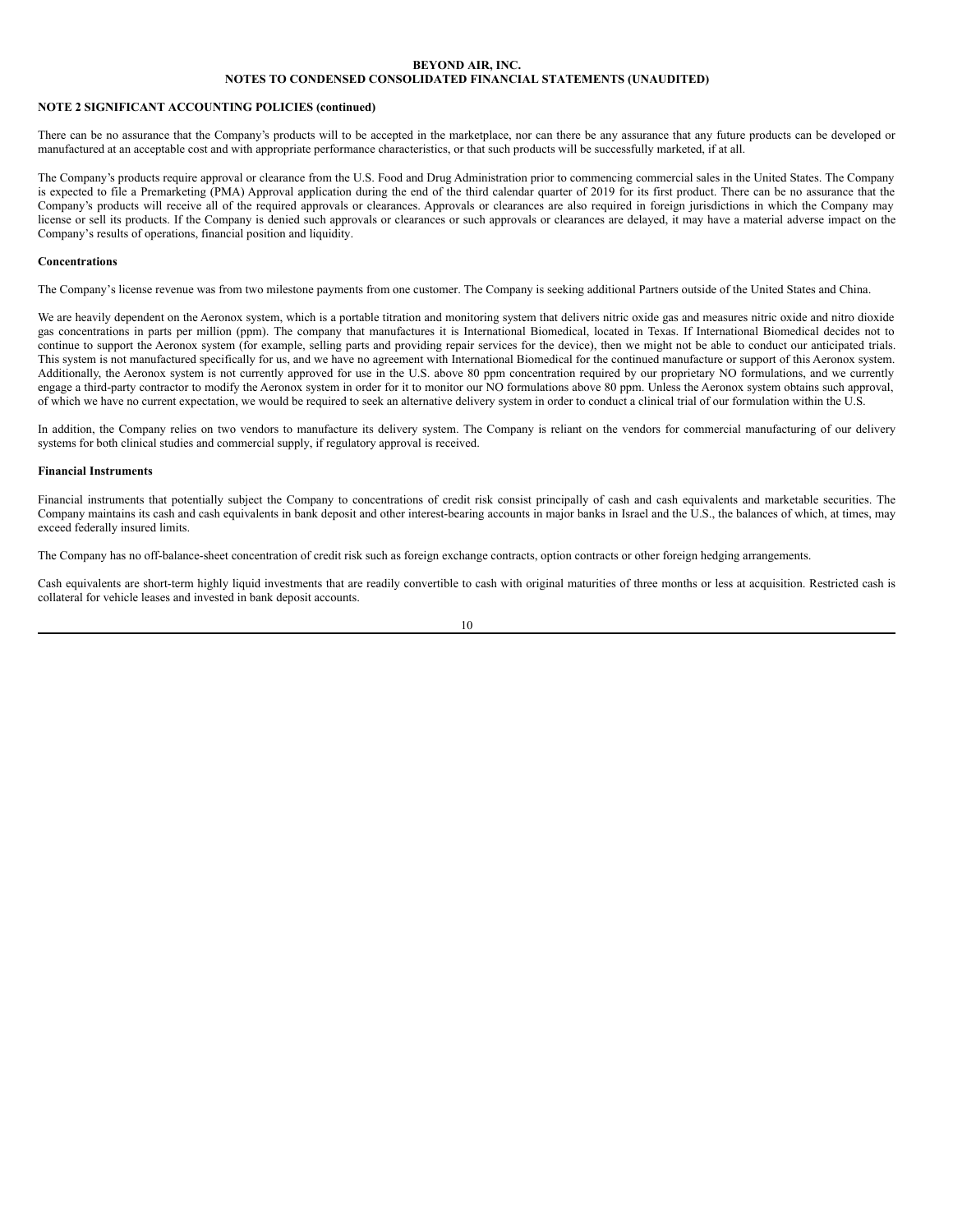BEYOND AIR, INC.
NOTES TO CONDENSED CONSOLIDATED FINANCIAL STATEMENTS (UNAUDITED)

**NOTE 2 SIGNIFICANT ACCOUNTING POLICIES (continued)**

There can be no assurance that the Company's products will to be accepted in the marketplace, nor can there be any assurance that any future products can be developed or manufactured at an acceptable cost and with appropriate performance characteristics, or that such products will be successfully marketed, if at all.

The Company's products require approval or clearance from the U.S. Food and Drug Administration prior to commencing commercial sales in the United States. The Company is expected to file a Premarketing (PMA) Approval application during the end of the third calendar quarter of 2019 for its first product. There can be no assurance that the Company's products will receive all of the required approvals or clearances. Approvals or clearances are also required in foreign jurisdictions in which the Company may license or sell its products. If the Company is denied such approvals or clearances or such approvals or clearances are delayed, it may have a material adverse impact on the Company's results of operations, financial position and liquidity.

**Concentrations**

The Company's license revenue was from two milestone payments from one customer. The Company is seeking additional Partners outside of the United States and China.

We are heavily dependent on the Aeronox system, which is a portable titration and monitoring system that delivers nitric oxide gas and measures nitric oxide and nitro dioxide gas concentrations in parts per million (ppm). The company that manufactures it is International Biomedical, located in Texas. If International Biomedical decides not to continue to support the Aeronox system (for example, selling parts and providing repair services for the device), then we might not be able to conduct our anticipated trials. This system is not manufactured specifically for us, and we have no agreement with International Biomedical for the continued manufacture or support of this Aeronox system. Additionally, the Aeronox system is not currently approved for use in the U.S. above 80 ppm concentration required by our proprietary NO formulations, and we currently engage a third-party contractor to modify the Aeronox system in order for it to monitor our NO formulations above 80 ppm. Unless the Aeronox system obtains such approval, of which we have no current expectation, we would be required to seek an alternative delivery system in order to conduct a clinical trial of our formulation within the U.S.

In addition, the Company relies on two vendors to manufacture its delivery system. The Company is reliant on the vendors for commercial manufacturing of our delivery systems for both clinical studies and commercial supply, if regulatory approval is received.

**Financial Instruments**

Financial instruments that potentially subject the Company to concentrations of credit risk consist principally of cash and cash equivalents and marketable securities. The Company maintains its cash and cash equivalents in bank deposit and other interest-bearing accounts in major banks in Israel and the U.S., the balances of which, at times, may exceed federally insured limits.

The Company has no off-balance-sheet concentration of credit risk such as foreign exchange contracts, option contracts or other foreign hedging arrangements.

Cash equivalents are short-term highly liquid investments that are readily convertible to cash with original maturities of three months or less at acquisition. Restricted cash is collateral for vehicle leases and invested in bank deposit accounts.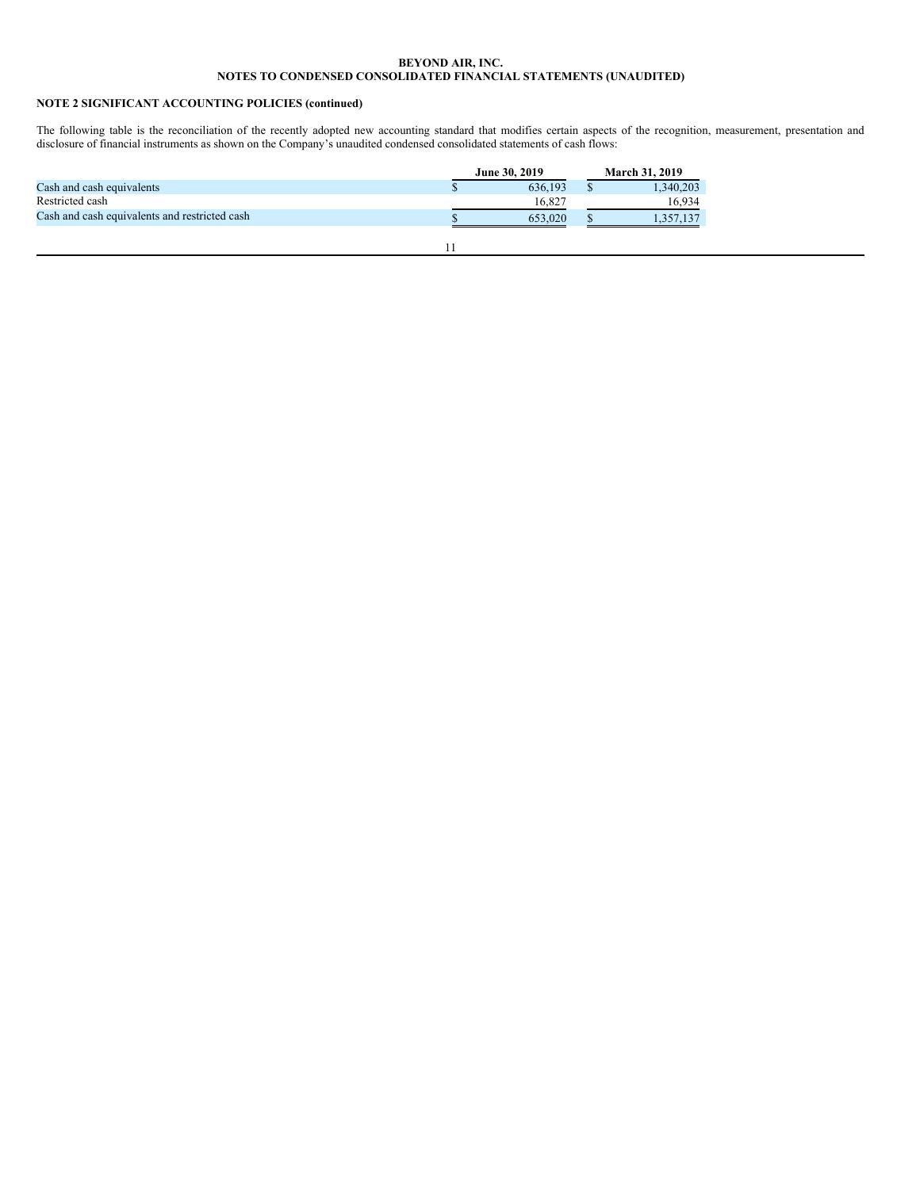**BEYOND AIR, INC.**
**NOTES TO CONDENSED CONSOLIDATED FINANCIAL STATEMENTS (UNAUDITED)**

**NOTE 2 SIGNIFICANT ACCOUNTING POLICIES (continued)**

The following table is the reconciliation of the recently adopted new accounting standard that modifies certain aspects of the recognition, measurement, presentation and disclosure of financial instruments as shown on the Company's unaudited condensed consolidated statements of cash flows:

| | June 30, 2019 | March 31, 2019 |
|---|---|---|
| Cash and cash equivalents | $ 636,193 | $ 1,340,203 |
| Restricted cash | 16,827 | 16,934 |
| Cash and cash equivalents and restricted cash | $ 653,020 | $ 1,357,137 |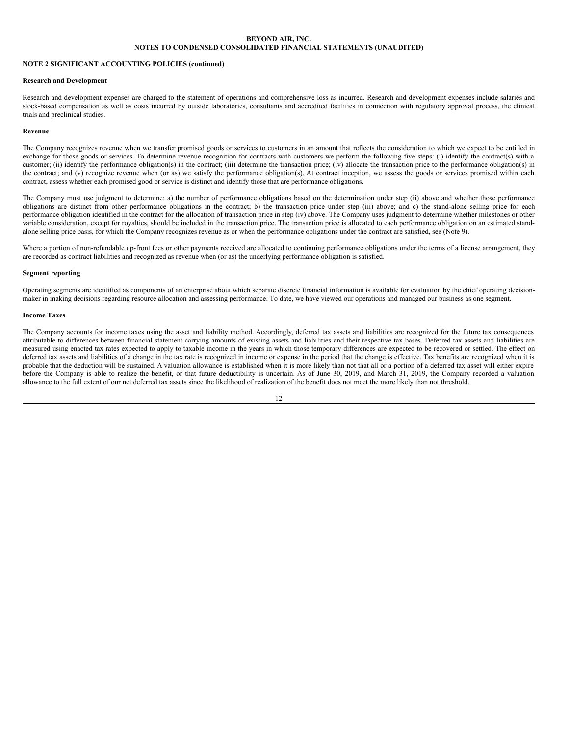**BEYOND AIR, INC.**
**NOTES TO CONDENSED CONSOLIDATED FINANCIAL STATEMENTS (UNAUDITED)**

**NOTE 2 SIGNIFICANT ACCOUNTING POLICIES (continued)**

**Research and Development**

Research and development expenses are charged to the statement of operations and comprehensive loss as incurred. Research and development expenses include salaries and stock-based compensation as well as costs incurred by outside laboratories, consultants and accredited facilities in connection with regulatory approval process, the clinical trials and preclinical studies.

**Revenue**

The Company recognizes revenue when we transfer promised goods or services to customers in an amount that reflects the consideration to which we expect to be entitled in exchange for those goods or services. To determine revenue recognition for contracts with customers we perform the following five steps: (i) identify the contract(s) with a customer; (ii) identify the performance obligation(s) in the contract; (iii) determine the transaction price; (iv) allocate the transaction price to the performance obligation(s) in the contract; and (v) recognize revenue when (or as) we satisfy the performance obligation(s). At contract inception, we assess the goods or services promised within each contract, assess whether each promised good or service is distinct and identify those that are performance obligations.

The Company must use judgment to determine: a) the number of performance obligations based on the determination under step (ii) above and whether those performance obligations are distinct from other performance obligations in the contract; b) the transaction price under step (iii) above; and c) the stand-alone selling price for each performance obligation identified in the contract for the allocation of transaction price in step (iv) above. The Company uses judgment to determine whether milestones or other variable consideration, except for royalties, should be included in the transaction price. The transaction price is allocated to each performance obligation on an estimated stand-alone selling price basis, for which the Company recognizes revenue as or when the performance obligations under the contract are satisfied, see (Note 9).

Where a portion of non-refundable up-front fees or other payments received are allocated to continuing performance obligations under the terms of a license arrangement, they are recorded as contract liabilities and recognized as revenue when (or as) the underlying performance obligation is satisfied.

**Segment reporting**

Operating segments are identified as components of an enterprise about which separate discrete financial information is available for evaluation by the chief operating decision-maker in making decisions regarding resource allocation and assessing performance. To date, we have viewed our operations and managed our business as one segment.

**Income Taxes**

The Company accounts for income taxes using the asset and liability method. Accordingly, deferred tax assets and liabilities are recognized for the future tax consequences attributable to differences between financial statement carrying amounts of existing assets and liabilities and their respective tax bases. Deferred tax assets and liabilities are measured using enacted tax rates expected to apply to taxable income in the years in which those temporary differences are expected to be recovered or settled. The effect on deferred tax assets and liabilities of a change in the tax rate is recognized in income or expense in the period that the change is effective. Tax benefits are recognized when it is probable that the deduction will be sustained. A valuation allowance is established when it is more likely than not that all or a portion of a deferred tax asset will either expire before the Company is able to realize the benefit, or that future deductibility is uncertain. As of June 30, 2019, and March 31, 2019, the Company recorded a valuation allowance to the full extent of our net deferred tax assets since the likelihood of realization of the benefit does not meet the more likely than not threshold.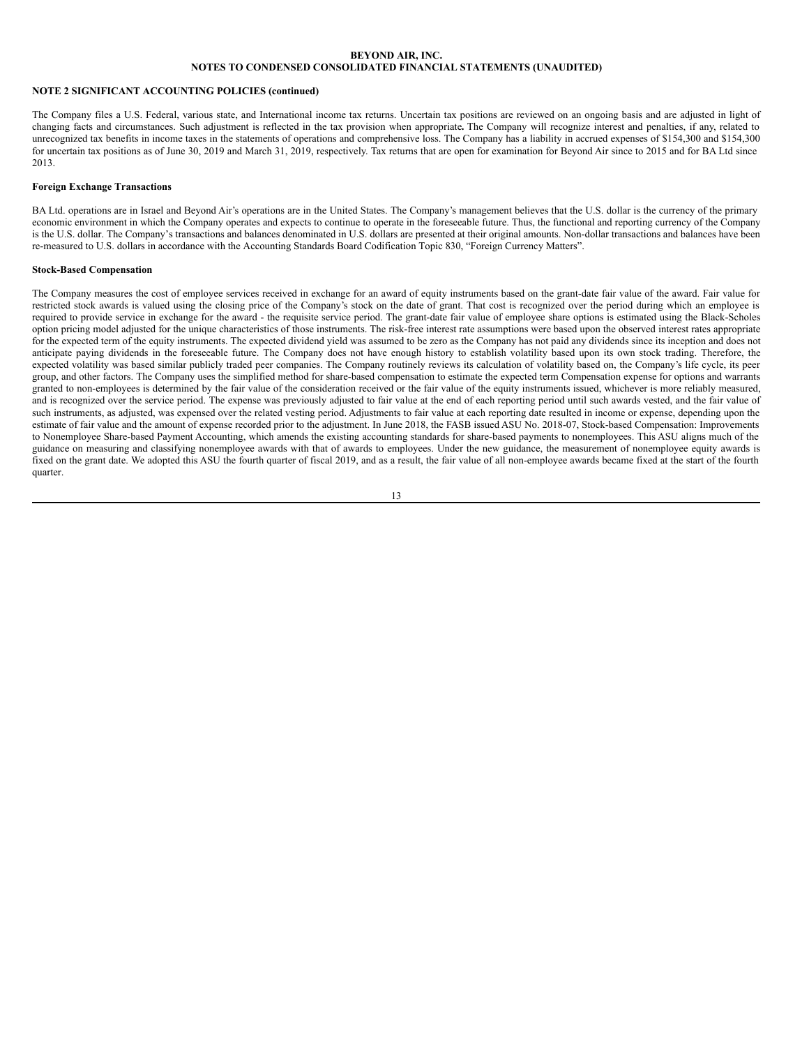**BEYOND AIR, INC.**
**NOTES TO CONDENSED CONSOLIDATED FINANCIAL STATEMENTS (UNAUDITED)**

**NOTE 2 SIGNIFICANT ACCOUNTING POLICIES (continued)**

The Company files a U.S. Federal, various state, and International income tax returns. Uncertain tax positions are reviewed on an ongoing basis and are adjusted in light of changing facts and circumstances. Such adjustment is reflected in the tax provision when appropriate**.** The Company will recognize interest and penalties, if any, related to unrecognized tax benefits in income taxes in the statements of operations and comprehensive loss. The Company has a liability in accrued expenses of $154,300 and $154,300 for uncertain tax positions as of June 30, 2019 and March 31, 2019, respectively. Tax returns that are open for examination for Beyond Air since to 2015 and for BA Ltd since 2013.

**Foreign Exchange Transactions**

BA Ltd. operations are in Israel and Beyond Air's operations are in the United States. The Company's management believes that the U.S. dollar is the currency of the primary economic environment in which the Company operates and expects to continue to operate in the foreseeable future. Thus, the functional and reporting currency of the Company is the U.S. dollar. The Company's transactions and balances denominated in U.S. dollars are presented at their original amounts. Non-dollar transactions and balances have been re-measured to U.S. dollars in accordance with the Accounting Standards Board Codification Topic 830, "Foreign Currency Matters".

**Stock-Based Compensation**

The Company measures the cost of employee services received in exchange for an award of equity instruments based on the grant-date fair value of the award. Fair value for restricted stock awards is valued using the closing price of the Company's stock on the date of grant. That cost is recognized over the period during which an employee is required to provide service in exchange for the award - the requisite service period. The grant-date fair value of employee share options is estimated using the Black-Scholes option pricing model adjusted for the unique characteristics of those instruments. The risk-free interest rate assumptions were based upon the observed interest rates appropriate for the expected term of the equity instruments. The expected dividend yield was assumed to be zero as the Company has not paid any dividends since its inception and does not anticipate paying dividends in the foreseeable future. The Company does not have enough history to establish volatility based upon its own stock trading. Therefore, the expected volatility was based similar publicly traded peer companies. The Company routinely reviews its calculation of volatility based on, the Company's life cycle, its peer group, and other factors. The Company uses the simplified method for share-based compensation to estimate the expected term Compensation expense for options and warrants granted to non-employees is determined by the fair value of the consideration received or the fair value of the equity instruments issued, whichever is more reliably measured, and is recognized over the service period. The expense was previously adjusted to fair value at the end of each reporting period until such awards vested, and the fair value of such instruments, as adjusted, was expensed over the related vesting period. Adjustments to fair value at each reporting date resulted in income or expense, depending upon the estimate of fair value and the amount of expense recorded prior to the adjustment. In June 2018, the FASB issued ASU No. 2018-07, Stock-based Compensation: Improvements to Nonemployee Share-based Payment Accounting, which amends the existing accounting standards for share-based payments to nonemployees. This ASU aligns much of the guidance on measuring and classifying nonemployee awards with that of awards to employees. Under the new guidance, the measurement of nonemployee equity awards is fixed on the grant date. We adopted this ASU the fourth quarter of fiscal 2019, and as a result, the fair value of all non-employee awards became fixed at the start of the fourth quarter.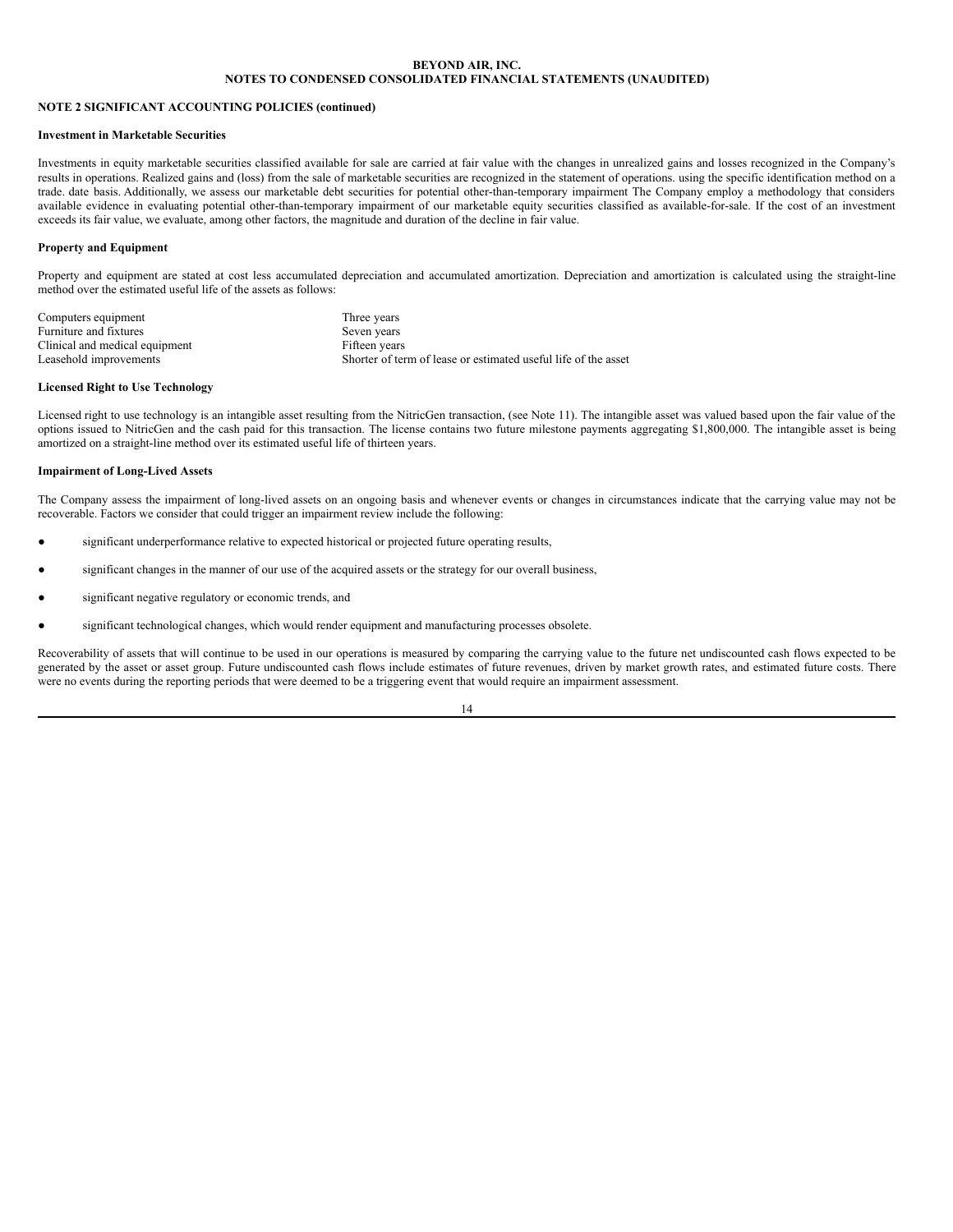**BEYOND AIR, INC.**
**NOTES TO CONDENSED CONSOLIDATED FINANCIAL STATEMENTS (UNAUDITED)**

**NOTE 2 SIGNIFICANT ACCOUNTING POLICIES (continued)**

**Investment in Marketable Securities**

Investments in equity marketable securities classified available for sale are carried at fair value with the changes in unrealized gains and losses recognized in the Company's results in operations. Realized gains and (loss) from the sale of marketable securities are recognized in the statement of operations. using the specific identification method on a trade. date basis. Additionally, we assess our marketable debt securities for potential other-than-temporary impairment The Company employ a methodology that considers available evidence in evaluating potential other-than-temporary impairment of our marketable equity securities classified as available-for-sale. If the cost of an investment exceeds its fair value, we evaluate, among other factors, the magnitude and duration of the decline in fair value.

**Property and Equipment**

Property and equipment are stated at cost less accumulated depreciation and accumulated amortization. Depreciation and amortization is calculated using the straight-line method over the estimated useful life of the assets as follows:

| | |
|---|---|
| Computers equipment | Three years |
| Furniture and fixtures | Seven years |
| Clinical and medical equipment | Fifteen years |
| Leasehold improvements | Shorter of term of lease or estimated useful life of the asset |

**Licensed Right to Use Technology**

Licensed right to use technology is an intangible asset resulting from the NitricGen transaction, (see Note 11). The intangible asset was valued based upon the fair value of the options issued to NitricGen and the cash paid for this transaction. The license contains two future milestone payments aggregating $1,800,000. The intangible asset is being amortized on a straight-line method over its estimated useful life of thirteen years.

**Impairment of Long-Lived Assets**

The Company assess the impairment of long-lived assets on an ongoing basis and whenever events or changes in circumstances indicate that the carrying value may not be recoverable. Factors we consider that could trigger an impairment review include the following:

- significant underperformance relative to expected historical or projected future operating results,
- significant changes in the manner of our use of the acquired assets or the strategy for our overall business,
- significant negative regulatory or economic trends, and
- significant technological changes, which would render equipment and manufacturing processes obsolete.

Recoverability of assets that will continue to be used in our operations is measured by comparing the carrying value to the future net undiscounted cash flows expected to be generated by the asset or asset group. Future undiscounted cash flows include estimates of future revenues, driven by market growth rates, and estimated future costs. There were no events during the reporting periods that were deemed to be a triggering event that would require an impairment assessment.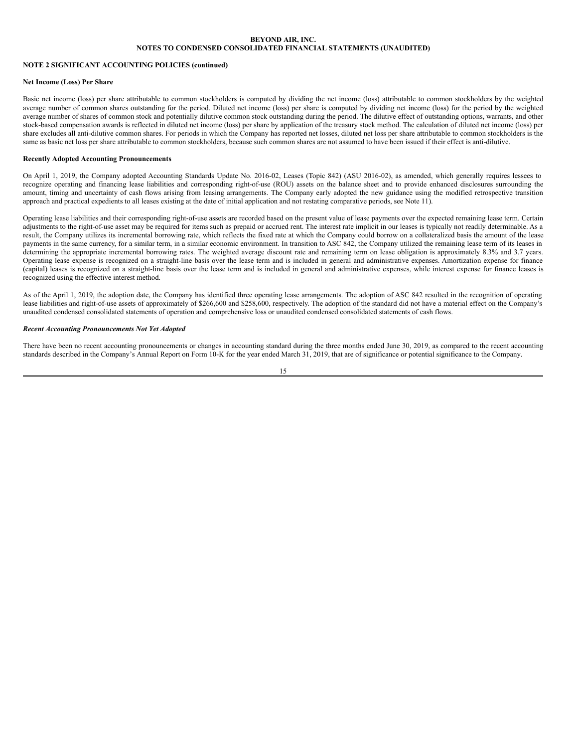**NOTE 2 SIGNIFICANT ACCOUNTING POLICIES (continued)**

**Net Income (Loss) Per Share**

Basic net income (loss) per share attributable to common stockholders is computed by dividing the net income (loss) attributable to common stockholders by the weighted average number of common shares outstanding for the period. Diluted net income (loss) per share is computed by dividing net income (loss) for the period by the weighted average number of shares of common stock and potentially dilutive common stock outstanding during the period. The dilutive effect of outstanding options, warrants, and other stock-based compensation awards is reflected in diluted net income (loss) per share by application of the treasury stock method. The calculation of diluted net income (loss) per share excludes all anti-dilutive common shares. For periods in which the Company has reported net losses, diluted net loss per share attributable to common stockholders is the same as basic net loss per share attributable to common stockholders, because such common shares are not assumed to have been issued if their effect is anti-dilutive.

**Recently Adopted Accounting Pronouncements**

On April 1, 2019, the Company adopted Accounting Standards Update No. 2016-02, Leases (Topic 842) (ASU 2016-02), as amended, which generally requires lessees to recognize operating and financing lease liabilities and corresponding right-of-use (ROU) assets on the balance sheet and to provide enhanced disclosures surrounding the amount, timing and uncertainty of cash flows arising from leasing arrangements. The Company early adopted the new guidance using the modified retrospective transition approach and practical expedients to all leases existing at the date of initial application and not restating comparative periods, see Note 11).

Operating lease liabilities and their corresponding right-of-use assets are recorded based on the present value of lease payments over the expected remaining lease term. Certain adjustments to the right-of-use asset may be required for items such as prepaid or accrued rent. The interest rate implicit in our leases is typically not readily determinable. As a result, the Company utilizes its incremental borrowing rate, which reflects the fixed rate at which the Company could borrow on a collateralized basis the amount of the lease payments in the same currency, for a similar term, in a similar economic environment. In transition to ASC 842, the Company utilized the remaining lease term of its leases in determining the appropriate incremental borrowing rates. The weighted average discount rate and remaining term on lease obligation is approximately 8.3% and 3.7 years. Operating lease expense is recognized on a straight-line basis over the lease term and is included in general and administrative expenses. Amortization expense for finance (capital) leases is recognized on a straight-line basis over the lease term and is included in general and administrative expenses, while interest expense for finance leases is recognized using the effective interest method.

As of the April 1, 2019, the adoption date, the Company has identified three operating lease arrangements. The adoption of ASC 842 resulted in the recognition of operating lease liabilities and right-of-use assets of approximately of $266,600 and $258,600, respectively. The adoption of the standard did not have a material effect on the Company's unaudited condensed consolidated statements of operation and comprehensive loss or unaudited condensed consolidated statements of cash flows.

***Recent Accounting Pronouncements Not Yet Adopted***

There have been no recent accounting pronouncements or changes in accounting standard during the three months ended June 30, 2019, as compared to the recent accounting standards described in the Company's Annual Report on Form 10-K for the year ended March 31, 2019, that are of significance or potential significance to the Company.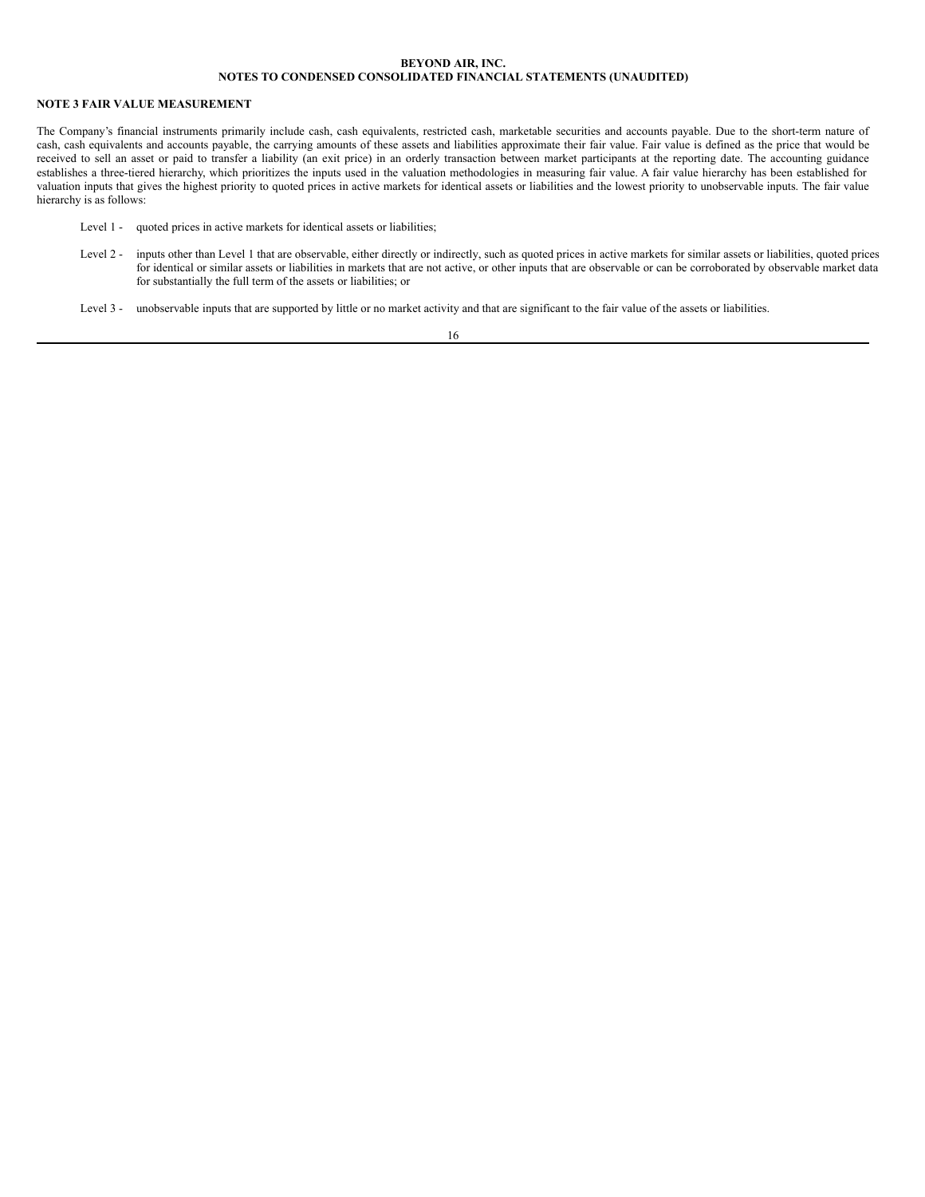## NOTE 3 FAIR VALUE MEASUREMENT

The Company's financial instruments primarily include cash, cash equivalents, restricted cash, marketable securities and accounts payable. Due to the short-term nature of cash, cash equivalents and accounts payable, the carrying amounts of these assets and liabilities approximate their fair value. Fair value is defined as the price that would be received to sell an asset or paid to transfer a liability (an exit price) in an orderly transaction between market participants at the reporting date. The accounting guidance establishes a three-tiered hierarchy, which prioritizes the inputs used in the valuation methodologies in measuring fair value. A fair value hierarchy has been established for valuation inputs that gives the highest priority to quoted prices in active markets for identical assets or liabilities and the lowest priority to unobservable inputs. The fair value hierarchy is as follows:

- Level 1 - quoted prices in active markets for identical assets or liabilities;
- Level 2 - inputs other than Level 1 that are observable, either directly or indirectly, such as quoted prices in active markets for similar assets or liabilities, quoted prices for identical or similar assets or liabilities in markets that are not active, or other inputs that are observable or can be corroborated by observable market data for substantially the full term of the assets or liabilities; or
- Level 3 - unobservable inputs that are supported by little or no market activity and that are significant to the fair value of the assets or liabilities.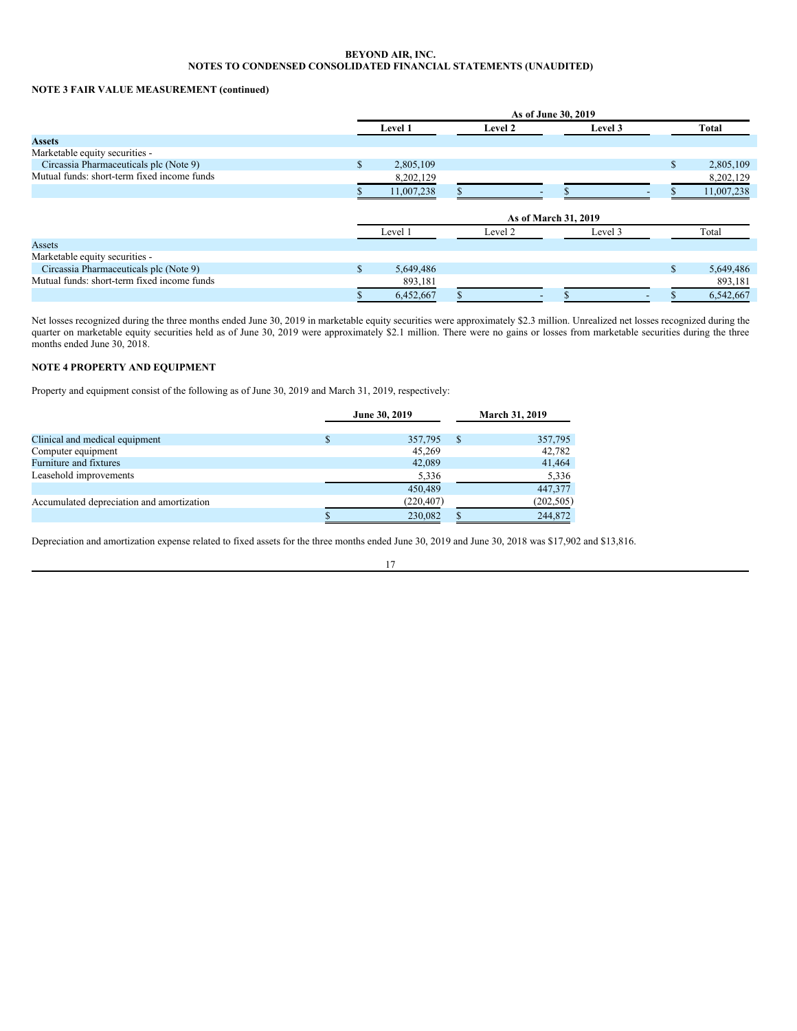**BEYOND AIR, INC.**
**NOTES TO CONDENSED CONSOLIDATED FINANCIAL STATEMENTS (UNAUDITED)**

**NOTE 3 FAIR VALUE MEASUREMENT (continued)**

| | As of June 30, 2019 | | | |
|---|---|---|---|---|
| | **Level 1** | **Level 2** | **Level 3** | **Total** |
| **Assets** | | | | |
| Marketable equity securities - | | | | |
| Circassia Pharmaceuticals plc (Note 9) | $ 2,805,109 | | | $ 2,805,109 |
| Mutual funds: short-term fixed income funds | 8,202,129 | | | 8,202,129 |
| | $ 11,007,238 | $ - | $ - | $ 11,007,238 |

| | As of March 31, 2019 | | | |
|---|---|---|---|---|
| | Level 1 | Level 2 | Level 3 | Total |
| Assets | | | | |
| Marketable equity securities - | | | | |
| Circassia Pharmaceuticals plc (Note 9) | $ 5,649,486 | | | $ 5,649,486 |
| Mutual funds: short-term fixed income funds | 893,181 | | | 893,181 |
| | $ 6,452,667 | $ - | $ - | $ 6,542,667 |

Net losses recognized during the three months ended June 30, 2019 in marketable equity securities were approximately $2.3 million. Unrealized net losses recognized during the quarter on marketable equity securities held as of June 30, 2019 were approximately $2.1 million. There were no gains or losses from marketable securities during the three months ended June 30, 2018.

**NOTE 4 PROPERTY AND EQUIPMENT**

Property and equipment consist of the following as of June 30, 2019 and March 31, 2019, respectively:

| | June 30, 2019 | March 31, 2019 |
|---|---|---|
| Clinical and medical equipment | $ 357,795 | $ 357,795 |
| Computer equipment | 45,269 | 42,782 |
| Furniture and fixtures | 42,089 | 41,464 |
| Leasehold improvements | 5,336 | 5,336 |
| | 450,489 | 447,377 |
| Accumulated depreciation and amortization | (220,407) | (202,505) |
| | $ 230,082 | $ 244,872 |

Depreciation and amortization expense related to fixed assets for the three months ended June 30, 2019 and June 30, 2018 was $17,902 and $13,816.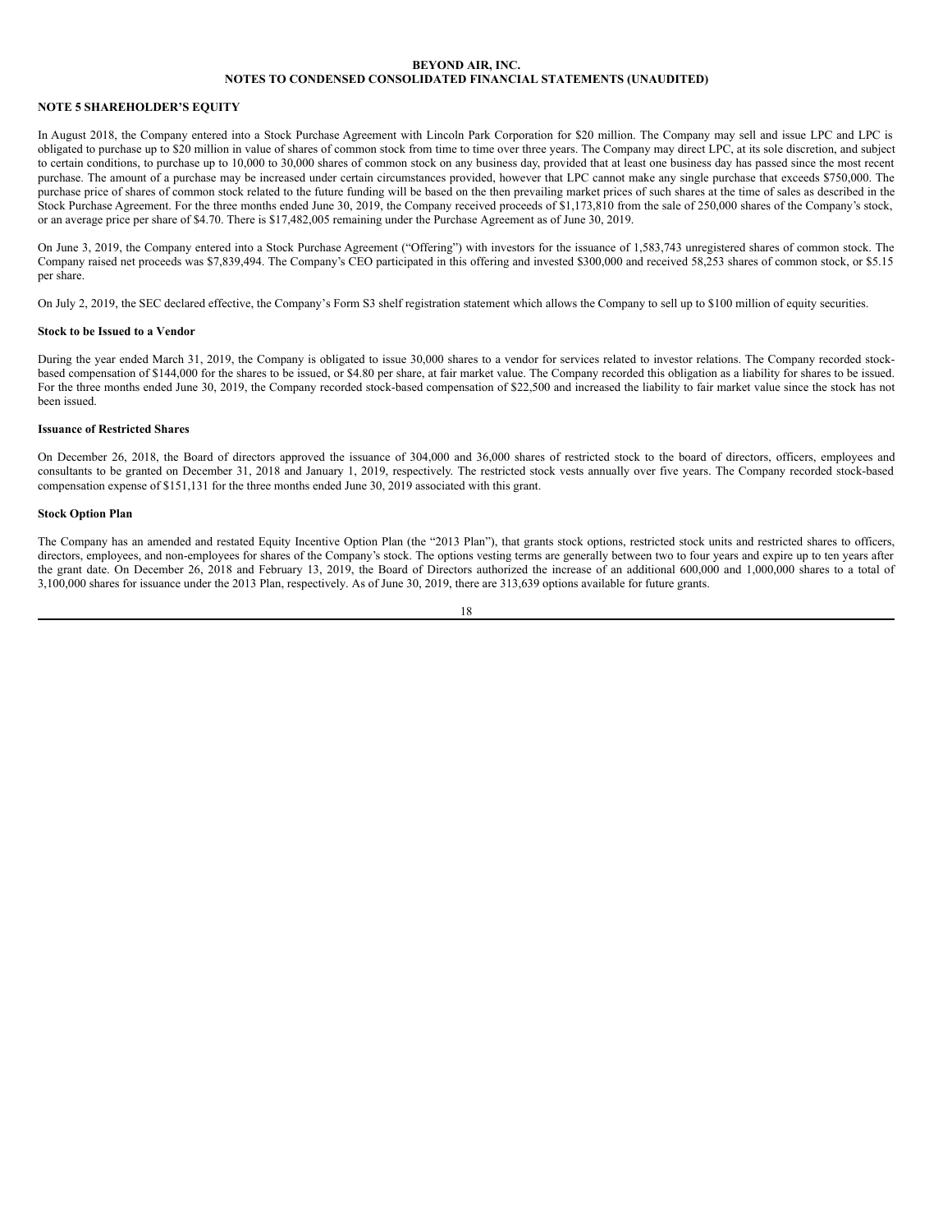**NOTE 5 SHAREHOLDER'S EQUITY**

In August 2018, the Company entered into a Stock Purchase Agreement with Lincoln Park Corporation for $20 million. The Company may sell and issue LPC and LPC is obligated to purchase up to $20 million in value of shares of common stock from time to time over three years. The Company may direct LPC, at its sole discretion, and subject to certain conditions, to purchase up to 10,000 to 30,000 shares of common stock on any business day, provided that at least one business day has passed since the most recent purchase. The amount of a purchase may be increased under certain circumstances provided, however that LPC cannot make any single purchase that exceeds $750,000. The purchase price of shares of common stock related to the future funding will be based on the then prevailing market prices of such shares at the time of sales as described in the Stock Purchase Agreement. For the three months ended June 30, 2019, the Company received proceeds of $1,173,810 from the sale of 250,000 shares of the Company's stock, or an average price per share of $4.70. There is $17,482,005 remaining under the Purchase Agreement as of June 30, 2019.

On June 3, 2019, the Company entered into a Stock Purchase Agreement ("Offering") with investors for the issuance of 1,583,743 unregistered shares of common stock. The Company raised net proceeds was $7,839,494. The Company's CEO participated in this offering and invested $300,000 and received 58,253 shares of common stock, or $5.15 per share.

On July 2, 2019, the SEC declared effective, the Company's Form S3 shelf registration statement which allows the Company to sell up to $100 million of equity securities.

**Stock to be Issued to a Vendor**

During the year ended March 31, 2019, the Company is obligated to issue 30,000 shares to a vendor for services related to investor relations. The Company recorded stock-based compensation of $144,000 for the shares to be issued, or $4.80 per share, at fair market value. The Company recorded this obligation as a liability for shares to be issued. For the three months ended June 30, 2019, the Company recorded stock-based compensation of $22,500 and increased the liability to fair market value since the stock has not been issued.

**Issuance of Restricted Shares**

On December 26, 2018, the Board of directors approved the issuance of 304,000 and 36,000 shares of restricted stock to the board of directors, officers, employees and consultants to be granted on December 31, 2018 and January 1, 2019, respectively. The restricted stock vests annually over five years. The Company recorded stock-based compensation expense of $151,131 for the three months ended June 30, 2019 associated with this grant.

**Stock Option Plan**

The Company has an amended and restated Equity Incentive Option Plan (the "2013 Plan"), that grants stock options, restricted stock units and restricted shares to officers, directors, employees, and non-employees for shares of the Company's stock. The options vesting terms are generally between two to four years and expire up to ten years after the grant date. On December 26, 2018 and February 13, 2019, the Board of Directors authorized the increase of an additional 600,000 and 1,000,000 shares to a total of 3,100,000 shares for issuance under the 2013 Plan, respectively. As of June 30, 2019, there are 313,639 options available for future grants.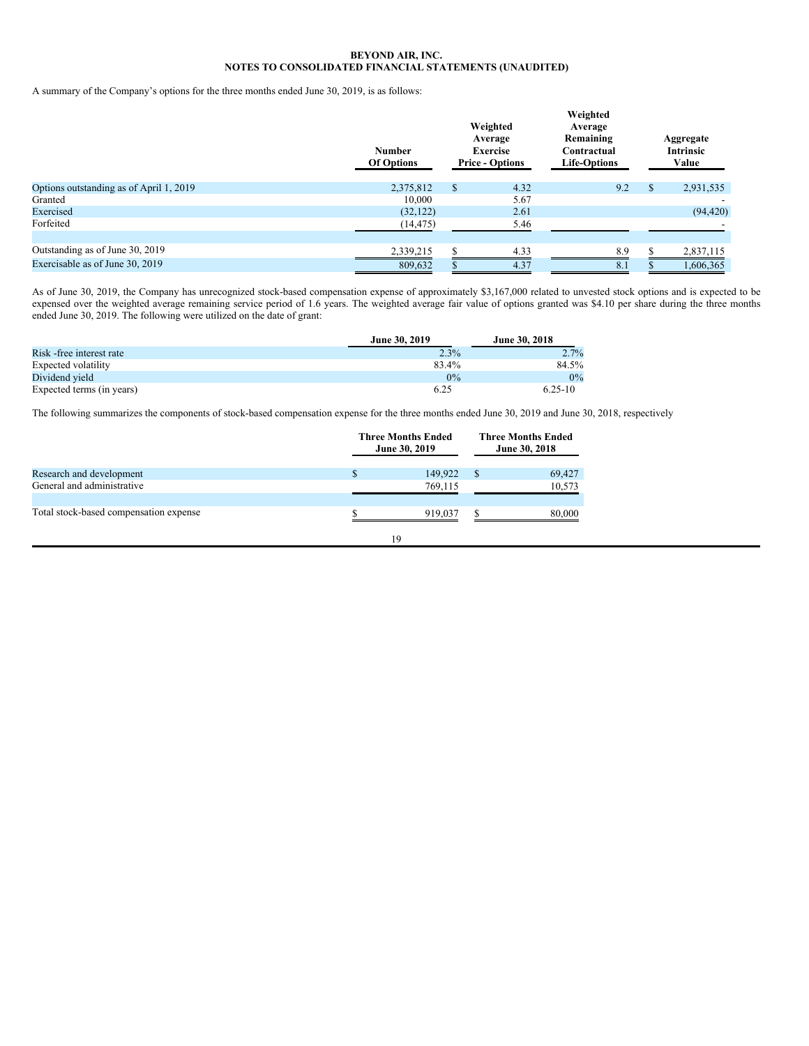**BEYOND AIR, INC.**
**NOTES TO CONSOLIDATED FINANCIAL STATEMENTS (UNAUDITED)**

A summary of the Company's options for the three months ended June 30, 2019, is as follows:

| | Number Of Options | Weighted Average Exercise Price - Options | Weighted Average Remaining Contractual Life-Options | Aggregate Intrinsic Value |
|---|---|---|---|---|
| Options outstanding as of April 1, 2019 | 2,375,812 | $ 4.32 | 9.2 | $ 2,931,535 |
| Granted | 10,000 | 5.67 | | - |
| Exercised | (32,122) | 2.61 | | (94,420) |
| Forfeited | (14,475) | 5.46 | | - |
| Outstanding as of June 30, 2019 | 2,339,215 | $ 4.33 | 8.9 | $ 2,837,115 |
| Exercisable as of June 30, 2019 | 809,632 | $ 4.37 | 8.1 | $ 1,606,365 |

As of June 30, 2019, the Company has unrecognized stock-based compensation expense of approximately $3,167,000 related to unvested stock options and is expected to be expensed over the weighted average remaining service period of 1.6 years. The weighted average fair value of options granted was $4.10 per share during the three months ended June 30, 2019. The following were utilized on the date of grant:

| | June 30, 2019 | June 30, 2018 |
|---|---|---|
| Risk -free interest rate | 2.3% | 2.7% |
| Expected volatility | 83.4% | 84.5% |
| Dividend yield | 0% | 0% |
| Expected terms (in years) | 6.25 | 6.25-10 |

The following summarizes the components of stock-based compensation expense for the three months ended June 30, 2019 and June 30, 2018, respectively

| | Three Months Ended June 30, 2019 | Three Months Ended June 30, 2018 |
|---|---|---|
| Research and development | $ 149,922 | $ 69,427 |
| General and administrative | 769,115 | 10,573 |
| Total stock-based compensation expense | $ 919,037 | $ 80,000 |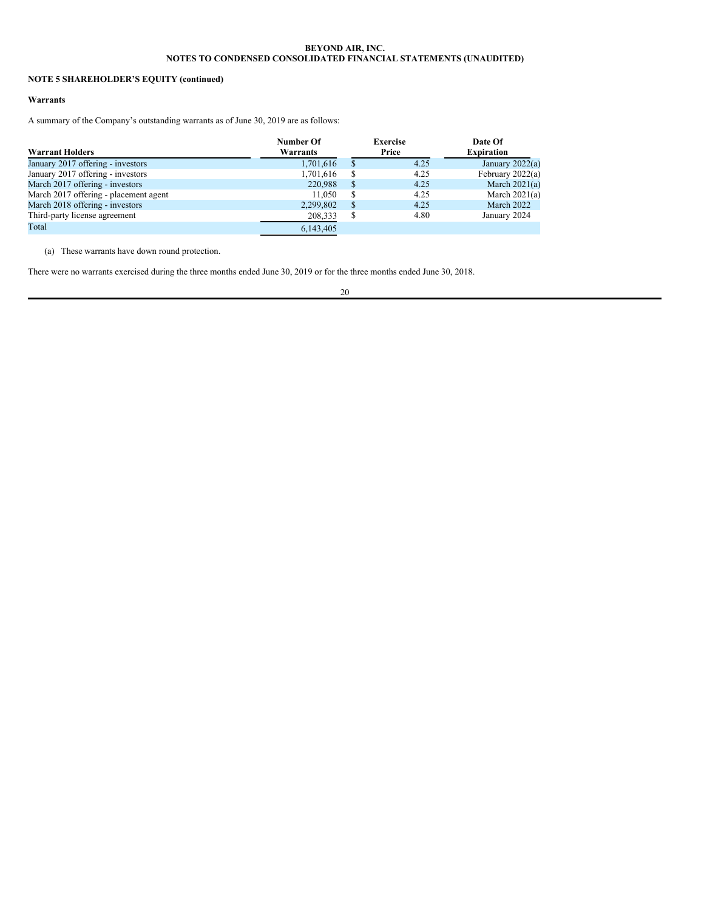**BEYOND AIR, INC.**
**NOTES TO CONDENSED CONSOLIDATED FINANCIAL STATEMENTS (UNAUDITED)**

**NOTE 5 SHAREHOLDER'S EQUITY (continued)**

**Warrants**

A summary of the Company's outstanding warrants as of June 30, 2019 are as follows:

| Warrant Holders | Number Of Warrants | Exercise Price | Date Of Expiration |
|---|---|---|---|
| January 2017 offering - investors | 1,701,616 | $ 4.25 | January 2022(a) |
| January 2017 offering - investors | 1,701,616 | $ 4.25 | February 2022(a) |
| March 2017 offering - investors | 220,988 | $ 4.25 | March 2021(a) |
| March 2017 offering - placement agent | 11,050 | $ 4.25 | March 2021(a) |
| March 2018 offering - investors | 2,299,802 | $ 4.25 | March 2022 |
| Third-party license agreement | 208,333 | $ 4.80 | January 2024 |
| Total | 6,143,405 | | |

(a) These warrants have down round protection.

There were no warrants exercised during the three months ended June 30, 2019 or for the three months ended June 30, 2018.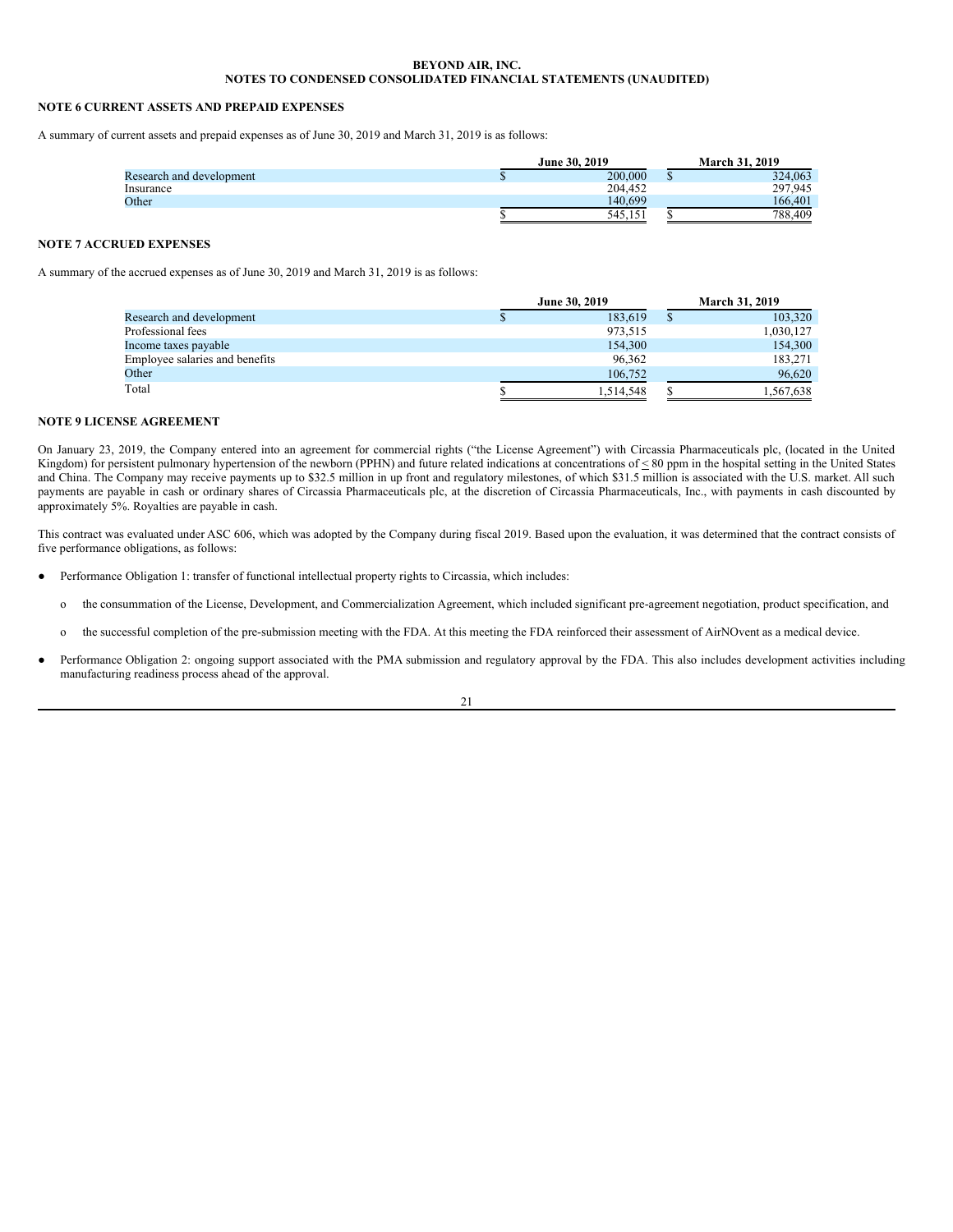**BEYOND AIR, INC.**
**NOTES TO CONDENSED CONSOLIDATED FINANCIAL STATEMENTS (UNAUDITED)**

## NOTE 6 CURRENT ASSETS AND PREPAID EXPENSES

A summary of current assets and prepaid expenses as of June 30, 2019 and March 31, 2019 is as follows:

| | June 30, 2019 | March 31, 2019 |
|---|---|---|
| Research and development | $ 200,000 | $ 324,063 |
| Insurance | 204,452 | 297,945 |
| Other | 140,699 | 166,401 |
| | $ 545,151 | $ 788,409 |

## NOTE 7 ACCRUED EXPENSES

A summary of the accrued expenses as of June 30, 2019 and March 31, 2019 is as follows:

| | June 30, 2019 | March 31, 2019 |
|---|---|---|
| Research and development | $ 183,619 | $ 103,320 |
| Professional fees | 973,515 | 1,030,127 |
| Income taxes payable | 154,300 | 154,300 |
| Employee salaries and benefits | 96,362 | 183,271 |
| Other | 106,752 | 96,620 |
| Total | $ 1,514,548 | $ 1,567,638 |

## NOTE 9 LICENSE AGREEMENT

On January 23, 2019, the Company entered into an agreement for commercial rights ("the License Agreement") with Circassia Pharmaceuticals plc, (located in the United Kingdom) for persistent pulmonary hypertension of the newborn (PPHN) and future related indications at concentrations of $\leq$ 80 ppm in the hospital setting in the United States and China. The Company may receive payments up to $32.5 million in up front and regulatory milestones, of which $31.5 million is associated with the U.S. market. All such payments are payable in cash or ordinary shares of Circassia Pharmaceuticals plc, at the discretion of Circassia Pharmaceuticals, Inc., with payments in cash discounted by approximately 5%. Royalties are payable in cash.

This contract was evaluated under ASC 606, which was adopted by the Company during fiscal 2019. Based upon the evaluation, it was determined that the contract consists of five performance obligations, as follows:

- Performance Obligation 1: transfer of functional intellectual property rights to Circassia, which includes:
  - the consummation of the License, Development, and Commercialization Agreement, which included significant pre-agreement negotiation, product specification, and
  - the successful completion of the pre-submission meeting with the FDA. At this meeting the FDA reinforced their assessment of AirNOvent as a medical device.
- Performance Obligation 2: ongoing support associated with the PMA submission and regulatory approval by the FDA. This also includes development activities including manufacturing readiness process ahead of the approval.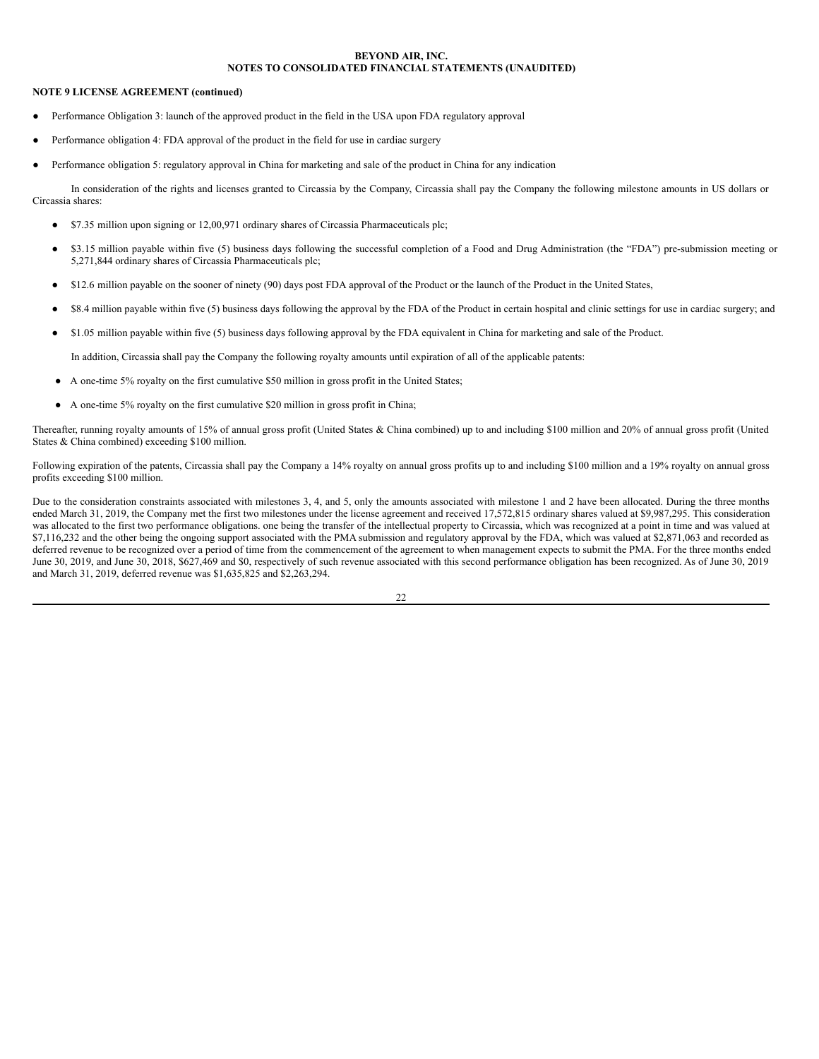**BEYOND AIR, INC.**
**NOTES TO CONSOLIDATED FINANCIAL STATEMENTS (UNAUDITED)**

**NOTE 9 LICENSE AGREEMENT (continued)**

- Performance Obligation 3: launch of the approved product in the field in the USA upon FDA regulatory approval
- Performance obligation 4: FDA approval of the product in the field for use in cardiac surgery
- Performance obligation 5: regulatory approval in China for marketing and sale of the product in China for any indication

In consideration of the rights and licenses granted to Circassia by the Company, Circassia shall pay the Company the following milestone amounts in US dollars or Circassia shares:

- $7.35 million upon signing or 12,00,971 ordinary shares of Circassia Pharmaceuticals plc;
- $3.15 million payable within five (5) business days following the successful completion of a Food and Drug Administration (the "FDA") pre-submission meeting or 5,271,844 ordinary shares of Circassia Pharmaceuticals plc;
- $12.6 million payable on the sooner of ninety (90) days post FDA approval of the Product or the launch of the Product in the United States,
- $8.4 million payable within five (5) business days following the approval by the FDA of the Product in certain hospital and clinic settings for use in cardiac surgery; and
- $1.05 million payable within five (5) business days following approval by the FDA equivalent in China for marketing and sale of the Product.

In addition, Circassia shall pay the Company the following royalty amounts until expiration of all of the applicable patents:

- A one-time 5% royalty on the first cumulative $50 million in gross profit in the United States;
- A one-time 5% royalty on the first cumulative $20 million in gross profit in China;

Thereafter, running royalty amounts of 15% of annual gross profit (United States & China combined) up to and including $100 million and 20% of annual gross profit (United States & China combined) exceeding $100 million.

Following expiration of the patents, Circassia shall pay the Company a 14% royalty on annual gross profits up to and including $100 million and a 19% royalty on annual gross profits exceeding $100 million.

Due to the consideration constraints associated with milestones 3, 4, and 5, only the amounts associated with milestone 1 and 2 have been allocated. During the three months ended March 31, 2019, the Company met the first two milestones under the license agreement and received 17,572,815 ordinary shares valued at $9,987,295. This consideration was allocated to the first two performance obligations. one being the transfer of the intellectual property to Circassia, which was recognized at a point in time and was valued at $7,116,232 and the other being the ongoing support associated with the PMA submission and regulatory approval by the FDA, which was valued at $2,871,063 and recorded as deferred revenue to be recognized over a period of time from the commencement of the agreement to when management expects to submit the PMA. For the three months ended June 30, 2019, and June 30, 2018, $627,469 and $0, respectively of such revenue associated with this second performance obligation has been recognized. As of June 30, 2019 and March 31, 2019, deferred revenue was $1,635,825 and $2,263,294.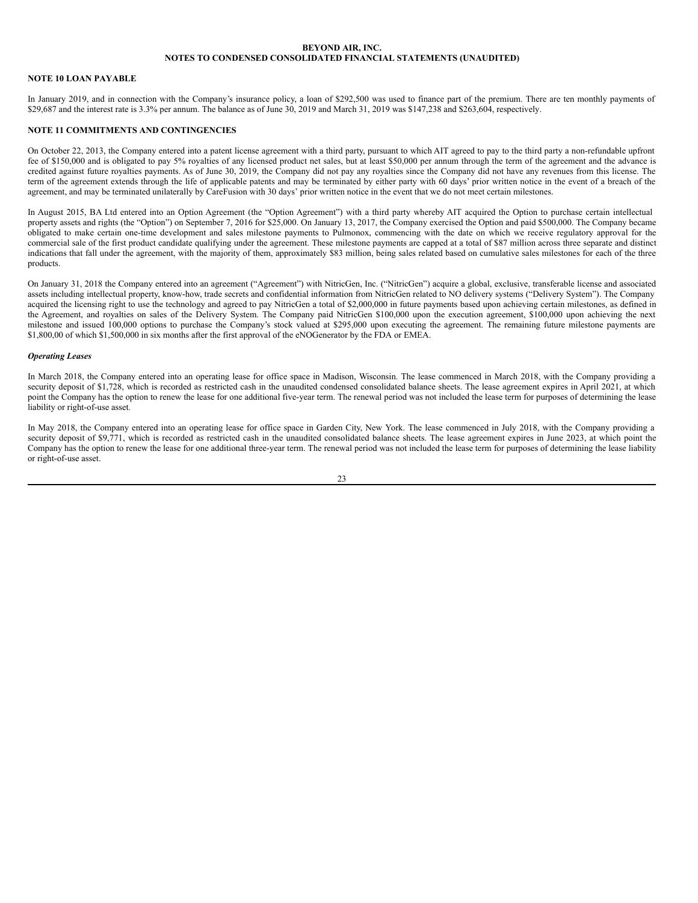**BEYOND AIR, INC.**
**NOTES TO CONDENSED CONSOLIDATED FINANCIAL STATEMENTS (UNAUDITED)**

**NOTE 10 LOAN PAYABLE**

In January 2019, and in connection with the Company's insurance policy, a loan of $292,500 was used to finance part of the premium. There are ten monthly payments of $29,687 and the interest rate is 3.3% per annum. The balance as of June 30, 2019 and March 31, 2019 was $147,238 and $263,604, respectively.

**NOTE 11 COMMITMENTS AND CONTINGENCIES**

On October 22, 2013, the Company entered into a patent license agreement with a third party, pursuant to which AIT agreed to pay to the third party a non-refundable upfront fee of $150,000 and is obligated to pay 5% royalties of any licensed product net sales, but at least $50,000 per annum through the term of the agreement and the advance is credited against future royalties payments. As of June 30, 2019, the Company did not pay any royalties since the Company did not have any revenues from this license. The term of the agreement extends through the life of applicable patents and may be terminated by either party with 60 days' prior written notice in the event of a breach of the agreement, and may be terminated unilaterally by CareFusion with 30 days' prior written notice in the event that we do not meet certain milestones.

In August 2015, BA Ltd entered into an Option Agreement (the "Option Agreement") with a third party whereby AIT acquired the Option to purchase certain intellectual property assets and rights (the "Option") on September 7, 2016 for $25,000. On January 13, 2017, the Company exercised the Option and paid $500,000. The Company became obligated to make certain one-time development and sales milestone payments to Pulmonox, commencing with the date on which we receive regulatory approval for the commercial sale of the first product candidate qualifying under the agreement. These milestone payments are capped at a total of $87 million across three separate and distinct indications that fall under the agreement, with the majority of them, approximately $83 million, being sales related based on cumulative sales milestones for each of the three products.

On January 31, 2018 the Company entered into an agreement ("Agreement") with NitricGen, Inc. ("NitricGen") acquire a global, exclusive, transferable license and associated assets including intellectual property, know-how, trade secrets and confidential information from NitricGen related to NO delivery systems ("Delivery System"). The Company acquired the licensing right to use the technology and agreed to pay NitricGen a total of $2,000,000 in future payments based upon achieving certain milestones, as defined in the Agreement, and royalties on sales of the Delivery System. The Company paid NitricGen $100,000 upon the execution agreement, $100,000 upon achieving the next milestone and issued 100,000 options to purchase the Company's stock valued at $295,000 upon executing the agreement. The remaining future milestone payments are $1,800,00 of which $1,500,000 in six months after the first approval of the eNOGenerator by the FDA or EMEA.

***Operating Leases***

In March 2018, the Company entered into an operating lease for office space in Madison, Wisconsin. The lease commenced in March 2018, with the Company providing a security deposit of $1,728, which is recorded as restricted cash in the unaudited condensed consolidated balance sheets. The lease agreement expires in April 2021, at which point the Company has the option to renew the lease for one additional five-year term. The renewal period was not included the lease term for purposes of determining the lease liability or right-of-use asset.

In May 2018, the Company entered into an operating lease for office space in Garden City, New York. The lease commenced in July 2018, with the Company providing a security deposit of $9,771, which is recorded as restricted cash in the unaudited consolidated balance sheets. The lease agreement expires in June 2023, at which point the Company has the option to renew the lease for one additional three-year term. The renewal period was not included the lease term for purposes of determining the lease liability or right-of-use asset.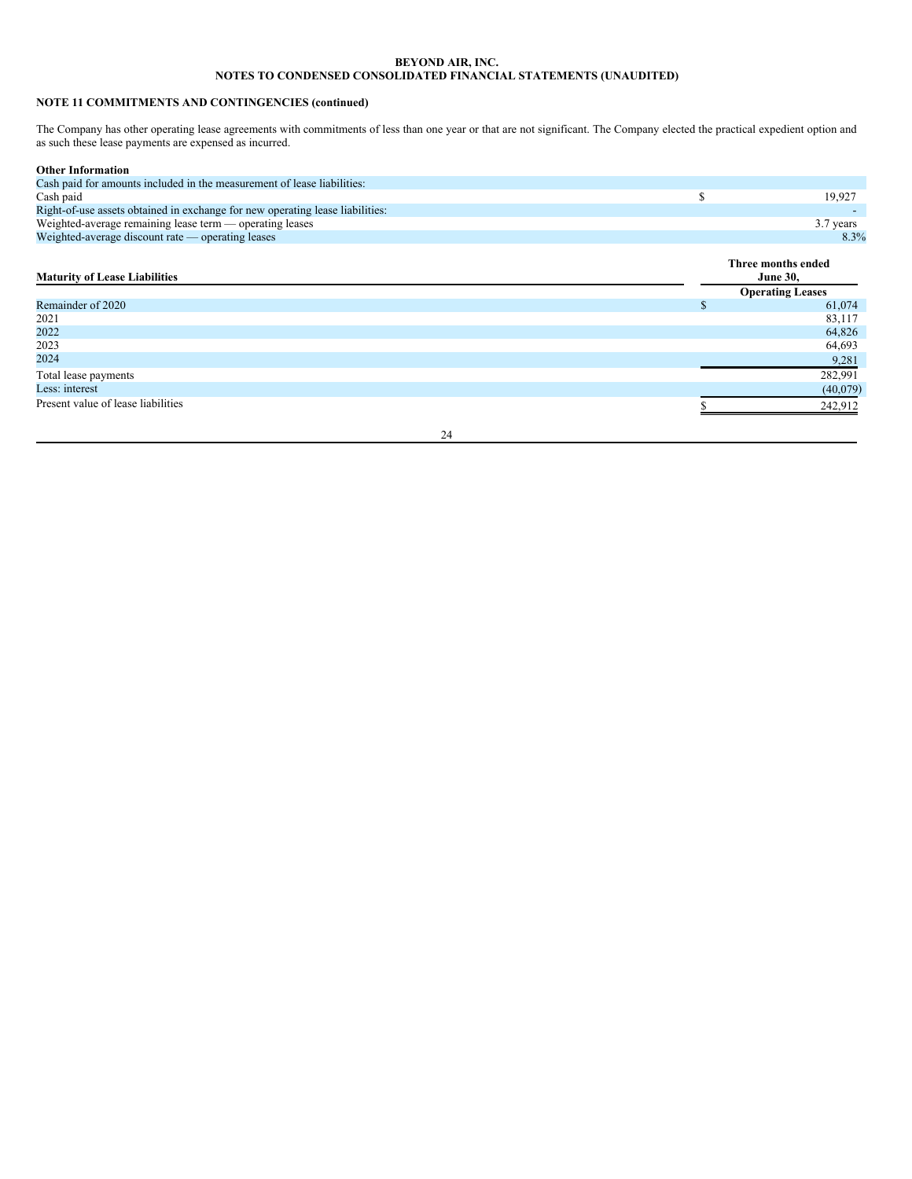**BEYOND AIR, INC.**
**NOTES TO CONDENSED CONSOLIDATED FINANCIAL STATEMENTS (UNAUDITED)**

**NOTE 11 COMMITMENTS AND CONTINGENCIES (continued)**

The Company has other operating lease agreements with commitments of less than one year or that are not significant. The Company elected the practical expedient option and as such these lease payments are expensed as incurred.

**Other Information**

| | |
|---|---|
| Cash paid for amounts included in the measurement of lease liabilities: | |
| Cash paid | $ 19,927 |
| Right-of-use assets obtained in exchange for new operating lease liabilities: | - |
| Weighted-average remaining lease term — operating leases | 3.7 years |
| Weighted-average discount rate — operating leases | 8.3% |

| **Maturity of Lease Liabilities** | **Three months ended June 30,** |
|---|---|
| | **Operating Leases** |
| Remainder of 2020 | $ 61,074 |
| 2021 | 83,117 |
| 2022 | 64,826 |
| 2023 | 64,693 |
| 2024 | 9,281 |
| Total lease payments | 282,991 |
| Less: interest | (40,079) |
| Present value of lease liabilities | $ 242,912 |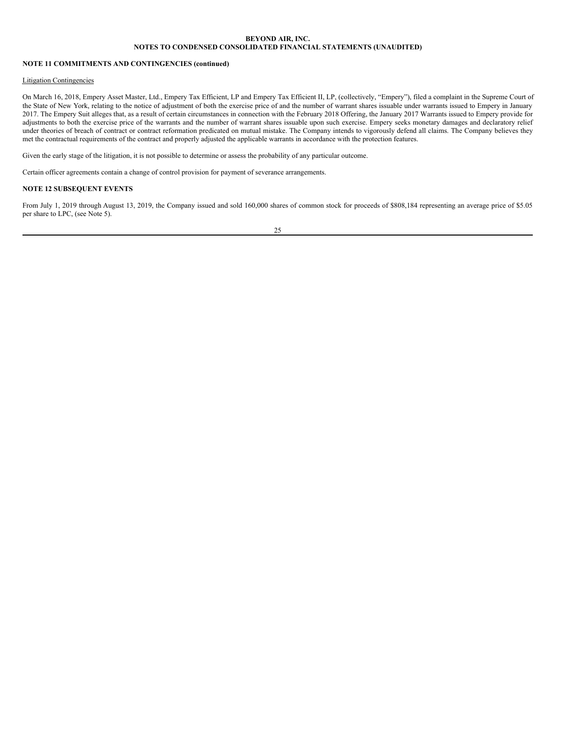## NOTE 11 COMMITMENTS AND CONTINGENCIES (continued)

Litigation Contingencies

On March 16, 2018, Empery Asset Master, Ltd., Empery Tax Efficient, LP and Empery Tax Efficient II, LP, (collectively, "Empery"), filed a complaint in the Supreme Court of the State of New York, relating to the notice of adjustment of both the exercise price of and the number of warrant shares issuable under warrants issued to Empery in January 2017. The Empery Suit alleges that, as a result of certain circumstances in connection with the February 2018 Offering, the January 2017 Warrants issued to Empery provide for adjustments to both the exercise price of the warrants and the number of warrant shares issuable upon such exercise. Empery seeks monetary damages and declaratory relief under theories of breach of contract or contract reformation predicated on mutual mistake. The Company intends to vigorously defend all claims. The Company believes they met the contractual requirements of the contract and properly adjusted the applicable warrants in accordance with the protection features.

Given the early stage of the litigation, it is not possible to determine or assess the probability of any particular outcome.

Certain officer agreements contain a change of control provision for payment of severance arrangements.

## NOTE 12 SUBSEQUENT EVENTS

From July 1, 2019 through August 13, 2019, the Company issued and sold 160,000 shares of common stock for proceeds of $808,184 representing an average price of $5.05 per share to LPC, (see Note 5).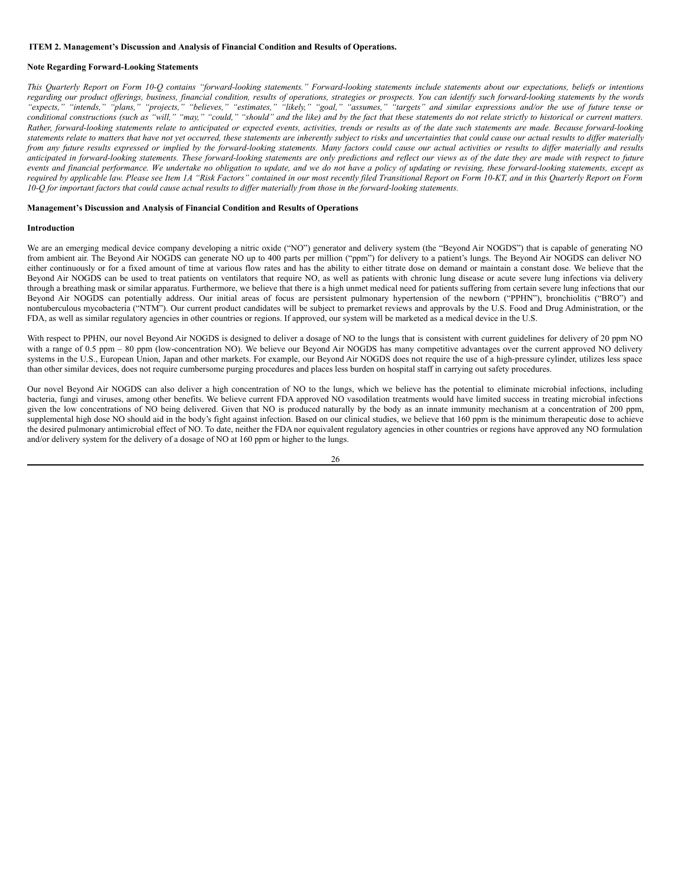## ITEM 2. Management's Discussion and Analysis of Financial Condition and Results of Operations.

### Note Regarding Forward-Looking Statements

*This Quarterly Report on Form 10-Q contains "forward-looking statements." Forward-looking statements include statements about our expectations, beliefs or intentions regarding our product offerings, business, financial condition, results of operations, strategies or prospects. You can identify such forward-looking statements by the words "expects," "intends," "plans," "projects," "believes," "estimates," "likely," "goal," "assumes," "targets" and similar expressions and/or the use of future tense or conditional constructions (such as "will," "may," "could," "should" and the like) and by the fact that these statements do not relate strictly to historical or current matters. Rather, forward-looking statements relate to anticipated or expected events, activities, trends or results as of the date such statements are made. Because forward-looking statements relate to matters that have not yet occurred, these statements are inherently subject to risks and uncertainties that could cause our actual results to differ materially from any future results expressed or implied by the forward-looking statements. Many factors could cause our actual activities or results to differ materially and results anticipated in forward-looking statements. These forward-looking statements are only predictions and reflect our views as of the date they are made with respect to future events and financial performance. We undertake no obligation to update, and we do not have a policy of updating or revising, these forward-looking statements, except as required by applicable law. Please see Item 1A "Risk Factors" contained in our most recently filed Transitional Report on Form 10-KT, and in this Quarterly Report on Form 10-Q for important factors that could cause actual results to differ materially from those in the forward-looking statements.*

### Management's Discussion and Analysis of Financial Condition and Results of Operations

### Introduction

We are an emerging medical device company developing a nitric oxide ("NO") generator and delivery system (the "Beyond Air NOGDS") that is capable of generating NO from ambient air. The Beyond Air NOGDS can generate NO up to 400 parts per million ("ppm") for delivery to a patient's lungs. The Beyond Air NOGDS can deliver NO either continuously or for a fixed amount of time at various flow rates and has the ability to either titrate dose on demand or maintain a constant dose. We believe that the Beyond Air NOGDS can be used to treat patients on ventilators that require NO, as well as patients with chronic lung disease or acute severe lung infections via delivery through a breathing mask or similar apparatus. Furthermore, we believe that there is a high unmet medical need for patients suffering from certain severe lung infections that our Beyond Air NOGDS can potentially address. Our initial areas of focus are persistent pulmonary hypertension of the newborn ("PPHN"), bronchiolitis ("BRO") and nontuberculous mycobacteria ("NTM"). Our current product candidates will be subject to premarket reviews and approvals by the U.S. Food and Drug Administration, or the FDA, as well as similar regulatory agencies in other countries or regions. If approved, our system will be marketed as a medical device in the U.S.

With respect to PPHN, our novel Beyond Air NOGDS is designed to deliver a dosage of NO to the lungs that is consistent with current guidelines for delivery of 20 ppm NO with a range of 0.5 ppm – 80 ppm (low-concentration NO). We believe our Beyond Air NOGDS has many competitive advantages over the current approved NO delivery systems in the U.S., European Union, Japan and other markets. For example, our Beyond Air NOGDS does not require the use of a high-pressure cylinder, utilizes less space than other similar devices, does not require cumbersome purging procedures and places less burden on hospital staff in carrying out safety procedures.

Our novel Beyond Air NOGDS can also deliver a high concentration of NO to the lungs, which we believe has the potential to eliminate microbial infections, including bacteria, fungi and viruses, among other benefits. We believe current FDA approved NO vasodilation treatments would have limited success in treating microbial infections given the low concentrations of NO being delivered. Given that NO is produced naturally by the body as an innate immunity mechanism at a concentration of 200 ppm, supplemental high dose NO should aid in the body's fight against infection. Based on our clinical studies, we believe that 160 ppm is the minimum therapeutic dose to achieve the desired pulmonary antimicrobial effect of NO. To date, neither the FDA nor equivalent regulatory agencies in other countries or regions have approved any NO formulation and/or delivery system for the delivery of a dosage of NO at 160 ppm or higher to the lungs.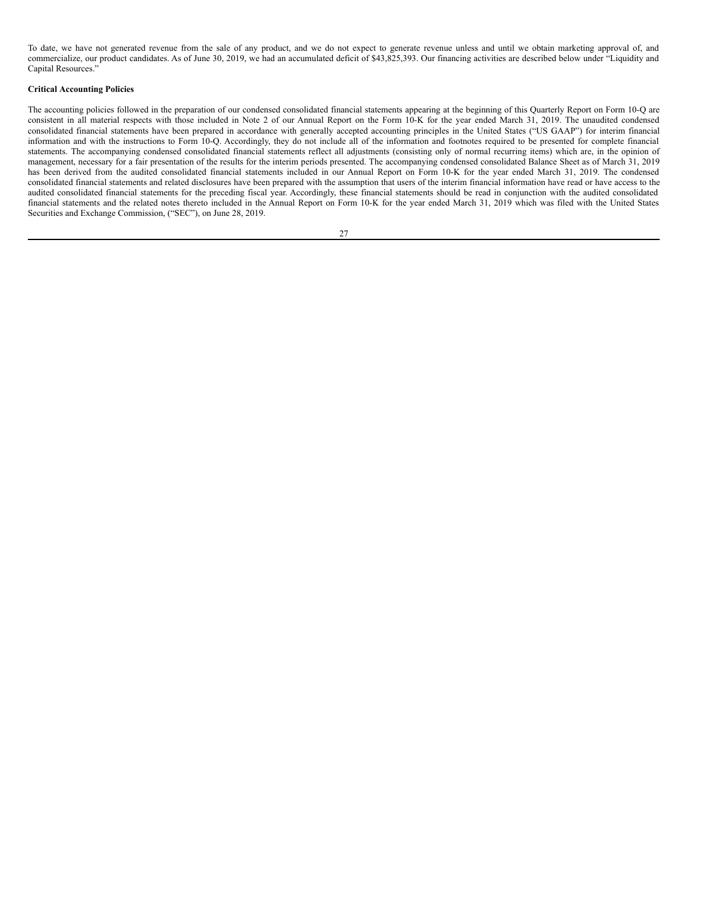To date, we have not generated revenue from the sale of any product, and we do not expect to generate revenue unless and until we obtain marketing approval of, and commercialize, our product candidates. As of June 30, 2019, we had an accumulated deficit of $43,825,393. Our financing activities are described below under "Liquidity and Capital Resources."

**Critical Accounting Policies**

The accounting policies followed in the preparation of our condensed consolidated financial statements appearing at the beginning of this Quarterly Report on Form 10-Q are consistent in all material respects with those included in Note 2 of our Annual Report on the Form 10-K for the year ended March 31, 2019. The unaudited condensed consolidated financial statements have been prepared in accordance with generally accepted accounting principles in the United States ("US GAAP") for interim financial information and with the instructions to Form 10-Q. Accordingly, they do not include all of the information and footnotes required to be presented for complete financial statements. The accompanying condensed consolidated financial statements reflect all adjustments (consisting only of normal recurring items) which are, in the opinion of management, necessary for a fair presentation of the results for the interim periods presented. The accompanying condensed consolidated Balance Sheet as of March 31, 2019 has been derived from the audited consolidated financial statements included in our Annual Report on Form 10-K for the year ended March 31, 2019. The condensed consolidated financial statements and related disclosures have been prepared with the assumption that users of the interim financial information have read or have access to the audited consolidated financial statements for the preceding fiscal year. Accordingly, these financial statements should be read in conjunction with the audited consolidated financial statements and the related notes thereto included in the Annual Report on Form 10-K for the year ended March 31, 2019 which was filed with the United States Securities and Exchange Commission, ("SEC"), on June 28, 2019.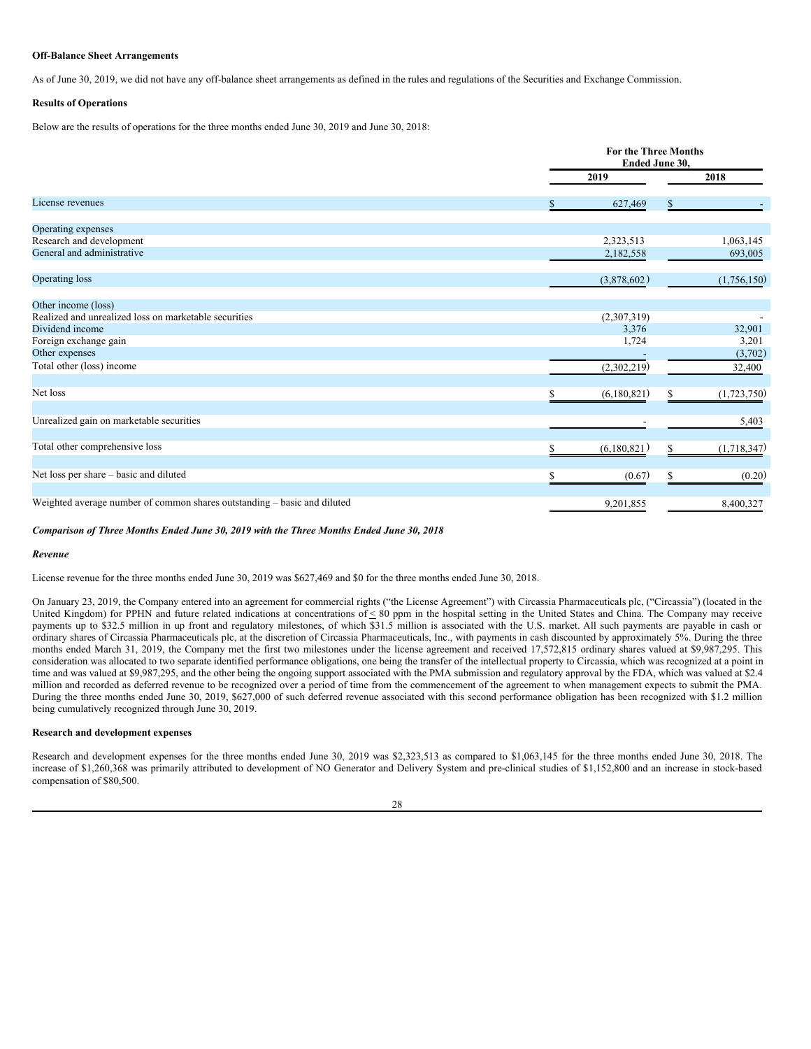**Off-Balance Sheet Arrangements**

As of June 30, 2019, we did not have any off-balance sheet arrangements as defined in the rules and regulations of the Securities and Exchange Commission.

**Results of Operations**

Below are the results of operations for the three months ended June 30, 2019 and June 30, 2018:

| | For the Three Months Ended June 30, | |
|---|---|---|
| | 2019 | 2018 |
| License revenues | $ 627,469 | $ - |
| Operating expenses | | |
| Research and development | 2,323,513 | 1,063,145 |
| General and administrative | 2,182,558 | 693,005 |
| Operating loss | (3,878,602) | (1,756,150) |
| Other income (loss) | | |
| Realized and unrealized loss on marketable securities | (2,307,319) | - |
| Dividend income | 3,376 | 32,901 |
| Foreign exchange gain | 1,724 | 3,201 |
| Other expenses | - | (3,702) |
| Total other (loss) income | (2,302,219) | 32,400 |
| Net loss | $ (6,180,821) | $ (1,723,750) |
| Unrealized gain on marketable securities | - | 5,403 |
| Total other comprehensive loss | $ (6,180,821) | $ (1,718,347) |
| Net loss per share – basic and diluted | $ (0.67) | $ (0.20) |
| Weighted average number of common shares outstanding – basic and diluted | 9,201,855 | 8,400,327 |

***Comparison of Three Months Ended June 30, 2019 with the Three Months Ended June 30, 2018***

***Revenue***

License revenue for the three months ended June 30, 2019 was $627,469 and $0 for the three months ended June 30, 2018.

On January 23, 2019, the Company entered into an agreement for commercial rights ("the License Agreement") with Circassia Pharmaceuticals plc, ("Circassia") (located in the United Kingdom) for PPHN and future related indications at concentrations of $\leq$ 80 ppm in the hospital setting in the United States and China. The Company may receive payments up to $32.5 million in up front and regulatory milestones, of which $31.5 million is associated with the U.S. market. All such payments are payable in cash or ordinary shares of Circassia Pharmaceuticals plc, at the discretion of Circassia Pharmaceuticals, Inc., with payments in cash discounted by approximately 5%. During the three months ended March 31, 2019, the Company met the first two milestones under the license agreement and received 17,572,815 ordinary shares valued at $9,987,295. This consideration was allocated to two separate identified performance obligations, one being the transfer of the intellectual property to Circassia, which was recognized at a point in time and was valued at $9,987,295, and the other being the ongoing support associated with the PMA submission and regulatory approval by the FDA, which was valued at $2.4 million and recorded as deferred revenue to be recognized over a period of time from the commencement of the agreement to when management expects to submit the PMA. During the three months ended June 30, 2019, $627,000 of such deferred revenue associated with this second performance obligation has been recognized with $1.2 million being cumulatively recognized through June 30, 2019.

**Research and development expenses**

Research and development expenses for the three months ended June 30, 2019 was $2,323,513 as compared to $1,063,145 for the three months ended June 30, 2018. The increase of $1,260,368 was primarily attributed to development of NO Generator and Delivery System and pre-clinical studies of $1,152,800 and an increase in stock-based compensation of $80,500.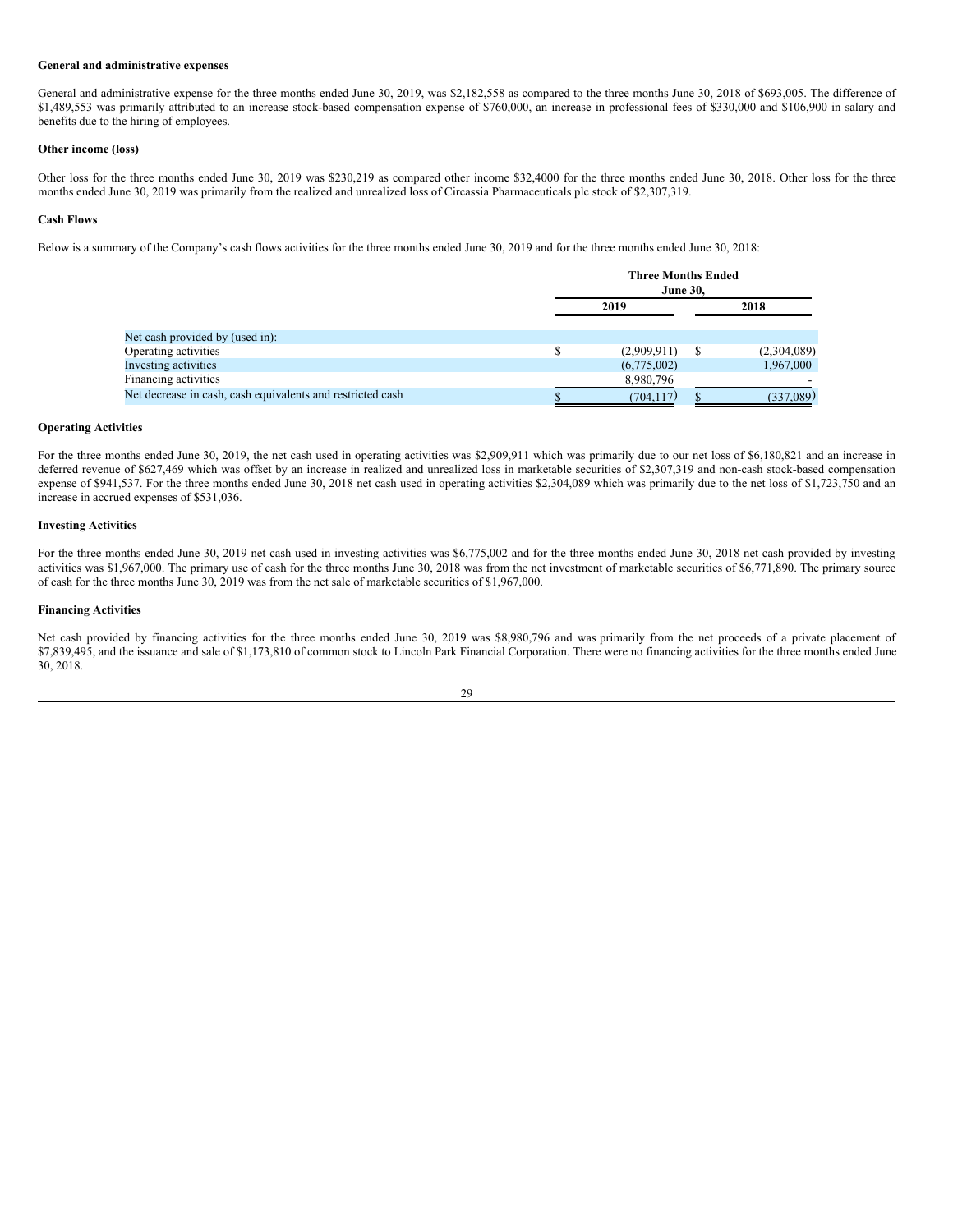**General and administrative expenses**

General and administrative expense for the three months ended June 30, 2019, was $2,182,558 as compared to the three months June 30, 2018 of $693,005. The difference of $1,489,553 was primarily attributed to an increase stock-based compensation expense of $760,000, an increase in professional fees of $330,000 and $106,900 in salary and benefits due to the hiring of employees.

**Other income (loss)**

Other loss for the three months ended June 30, 2019 was $230,219 as compared other income $32,4000 for the three months ended June 30, 2018. Other loss for the three months ended June 30, 2019 was primarily from the realized and unrealized loss of Circassia Pharmaceuticals plc stock of $2,307,319.

**Cash Flows**

Below is a summary of the Company's cash flows activities for the three months ended June 30, 2019 and for the three months ended June 30, 2018:

| | Three Months Ended June 30, | |
|---|---|---|
| | 2019 | 2018 |
| Net cash provided by (used in): | | |
| Operating activities | $ (2,909,911) | $ (2,304,089) |
| Investing activities | (6,775,002) | 1,967,000 |
| Financing activities | 8,980,796 | - |
| Net decrease in cash, cash equivalents and restricted cash | $ (704,117) | $ (337,089) |

**Operating Activities**

For the three months ended June 30, 2019, the net cash used in operating activities was $2,909,911 which was primarily due to our net loss of $6,180,821 and an increase in deferred revenue of $627,469 which was offset by an increase in realized and unrealized loss in marketable securities of $2,307,319 and non-cash stock-based compensation expense of $941,537. For the three months ended June 30, 2018 net cash used in operating activities $2,304,089 which was primarily due to the net loss of $1,723,750 and an increase in accrued expenses of $531,036.

**Investing Activities**

For the three months ended June 30, 2019 net cash used in investing activities was $6,775,002 and for the three months ended June 30, 2018 net cash provided by investing activities was $1,967,000. The primary use of cash for the three months June 30, 2018 was from the net investment of marketable securities of $6,771,890. The primary source of cash for the three months June 30, 2019 was from the net sale of marketable securities of $1,967,000.

**Financing Activities**

Net cash provided by financing activities for the three months ended June 30, 2019 was $8,980,796 and was primarily from the net proceeds of a private placement of $7,839,495, and the issuance and sale of $1,173,810 of common stock to Lincoln Park Financial Corporation. There were no financing activities for the three months ended June 30, 2018.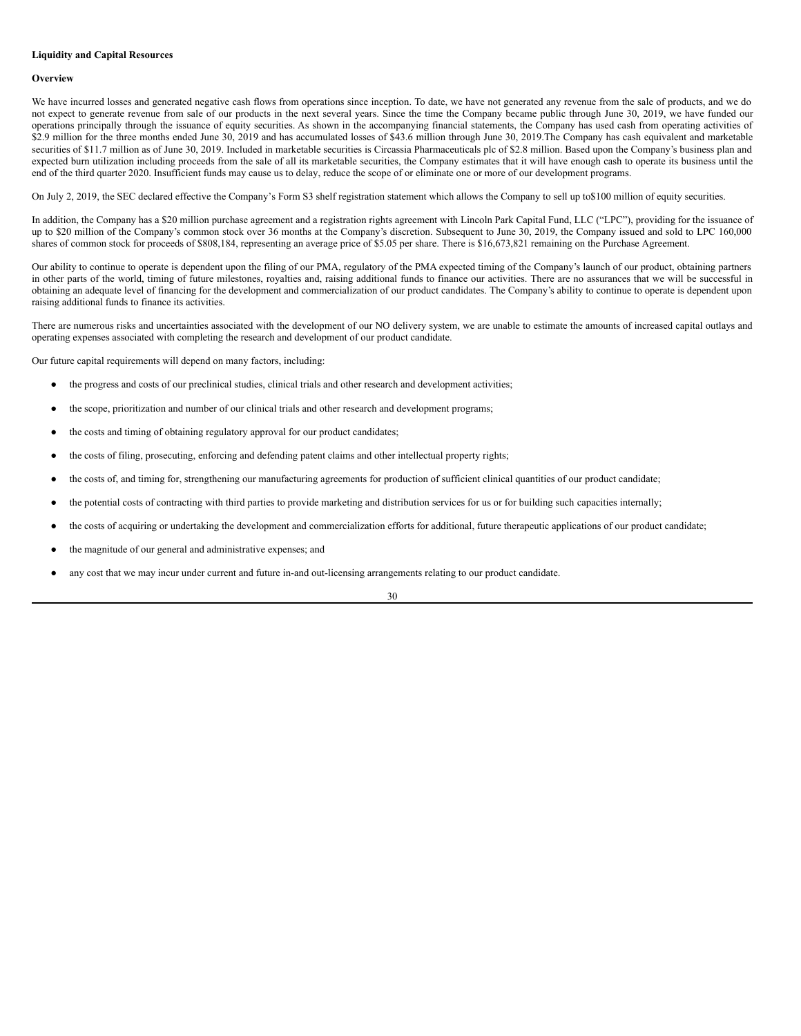**Liquidity and Capital Resources**

**Overview**

We have incurred losses and generated negative cash flows from operations since inception. To date, we have not generated any revenue from the sale of products, and we do not expect to generate revenue from sale of our products in the next several years. Since the time the Company became public through June 30, 2019, we have funded our operations principally through the issuance of equity securities. As shown in the accompanying financial statements, the Company has used cash from operating activities of $2.9 million for the three months ended June 30, 2019 and has accumulated losses of $43.6 million through June 30, 2019.The Company has cash equivalent and marketable securities of $11.7 million as of June 30, 2019. Included in marketable securities is Circassia Pharmaceuticals plc of $2.8 million. Based upon the Company's business plan and expected burn utilization including proceeds from the sale of all its marketable securities, the Company estimates that it will have enough cash to operate its business until the end of the third quarter 2020. Insufficient funds may cause us to delay, reduce the scope of or eliminate one or more of our development programs.

On July 2, 2019, the SEC declared effective the Company's Form S3 shelf registration statement which allows the Company to sell up to$100 million of equity securities.

In addition, the Company has a $20 million purchase agreement and a registration rights agreement with Lincoln Park Capital Fund, LLC ("LPC"), providing for the issuance of up to $20 million of the Company's common stock over 36 months at the Company's discretion. Subsequent to June 30, 2019, the Company issued and sold to LPC 160,000 shares of common stock for proceeds of $808,184, representing an average price of $5.05 per share. There is $16,673,821 remaining on the Purchase Agreement.

Our ability to continue to operate is dependent upon the filing of our PMA, regulatory of the PMA expected timing of the Company's launch of our product, obtaining partners in other parts of the world, timing of future milestones, royalties and, raising additional funds to finance our activities. There are no assurances that we will be successful in obtaining an adequate level of financing for the development and commercialization of our product candidates. The Company's ability to continue to operate is dependent upon raising additional funds to finance its activities.

There are numerous risks and uncertainties associated with the development of our NO delivery system, we are unable to estimate the amounts of increased capital outlays and operating expenses associated with completing the research and development of our product candidate.

Our future capital requirements will depend on many factors, including:

- the progress and costs of our preclinical studies, clinical trials and other research and development activities;
- the scope, prioritization and number of our clinical trials and other research and development programs;
- the costs and timing of obtaining regulatory approval for our product candidates;
- the costs of filing, prosecuting, enforcing and defending patent claims and other intellectual property rights;
- the costs of, and timing for, strengthening our manufacturing agreements for production of sufficient clinical quantities of our product candidate;
- the potential costs of contracting with third parties to provide marketing and distribution services for us or for building such capacities internally;
- the costs of acquiring or undertaking the development and commercialization efforts for additional, future therapeutic applications of our product candidate;
- the magnitude of our general and administrative expenses; and
- any cost that we may incur under current and future in-and out-licensing arrangements relating to our product candidate.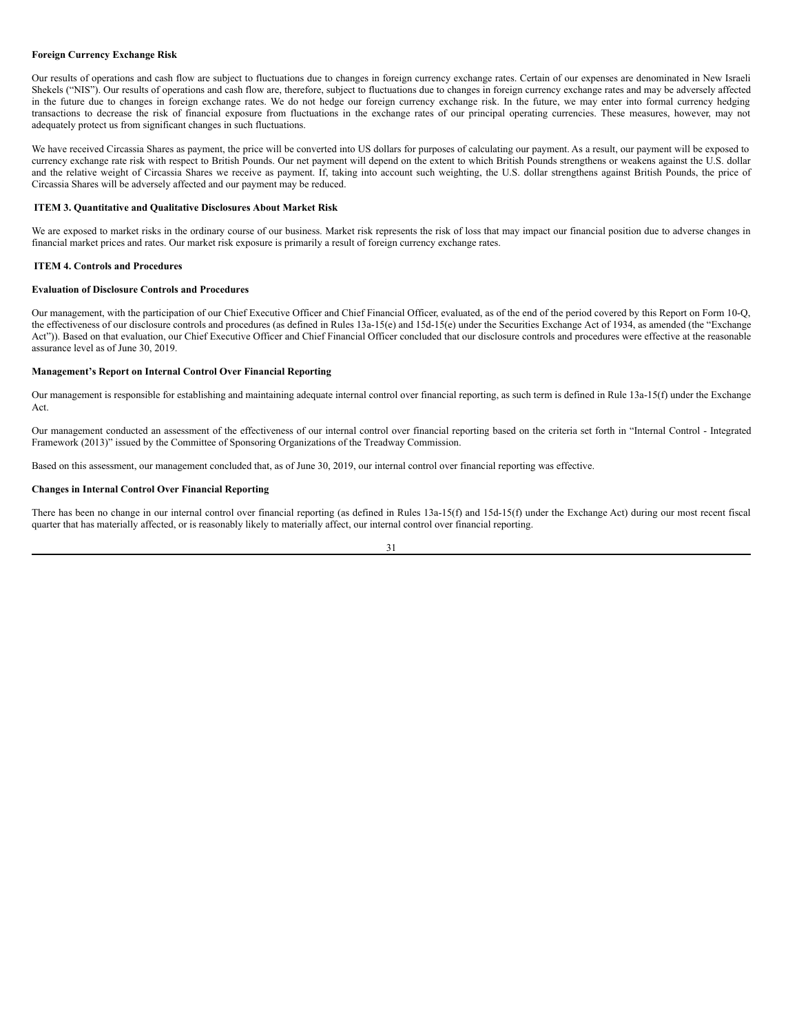**Foreign Currency Exchange Risk**

Our results of operations and cash flow are subject to fluctuations due to changes in foreign currency exchange rates. Certain of our expenses are denominated in New Israeli Shekels ("NIS"). Our results of operations and cash flow are, therefore, subject to fluctuations due to changes in foreign currency exchange rates and may be adversely affected in the future due to changes in foreign exchange rates. We do not hedge our foreign currency exchange risk. In the future, we may enter into formal currency hedging transactions to decrease the risk of financial exposure from fluctuations in the exchange rates of our principal operating currencies. These measures, however, may not adequately protect us from significant changes in such fluctuations.

We have received Circassia Shares as payment, the price will be converted into US dollars for purposes of calculating our payment. As a result, our payment will be exposed to currency exchange rate risk with respect to British Pounds. Our net payment will depend on the extent to which British Pounds strengthens or weakens against the U.S. dollar and the relative weight of Circassia Shares we receive as payment. If, taking into account such weighting, the U.S. dollar strengthens against British Pounds, the price of Circassia Shares will be adversely affected and our payment may be reduced.

## ITEM 3. Quantitative and Qualitative Disclosures About Market Risk

We are exposed to market risks in the ordinary course of our business. Market risk represents the risk of loss that may impact our financial position due to adverse changes in financial market prices and rates. Our market risk exposure is primarily a result of foreign currency exchange rates.

## ITEM 4. Controls and Procedures

**Evaluation of Disclosure Controls and Procedures**

Our management, with the participation of our Chief Executive Officer and Chief Financial Officer, evaluated, as of the end of the period covered by this Report on Form 10-Q, the effectiveness of our disclosure controls and procedures (as defined in Rules 13a-15(e) and 15d-15(e) under the Securities Exchange Act of 1934, as amended (the "Exchange Act")). Based on that evaluation, our Chief Executive Officer and Chief Financial Officer concluded that our disclosure controls and procedures were effective at the reasonable assurance level as of June 30, 2019.

**Management's Report on Internal Control Over Financial Reporting**

Our management is responsible for establishing and maintaining adequate internal control over financial reporting, as such term is defined in Rule 13a-15(f) under the Exchange Act.

Our management conducted an assessment of the effectiveness of our internal control over financial reporting based on the criteria set forth in "Internal Control - Integrated Framework (2013)" issued by the Committee of Sponsoring Organizations of the Treadway Commission.

Based on this assessment, our management concluded that, as of June 30, 2019, our internal control over financial reporting was effective.

**Changes in Internal Control Over Financial Reporting**

There has been no change in our internal control over financial reporting (as defined in Rules 13a-15(f) and 15d-15(f) under the Exchange Act) during our most recent fiscal quarter that has materially affected, or is reasonably likely to materially affect, our internal control over financial reporting.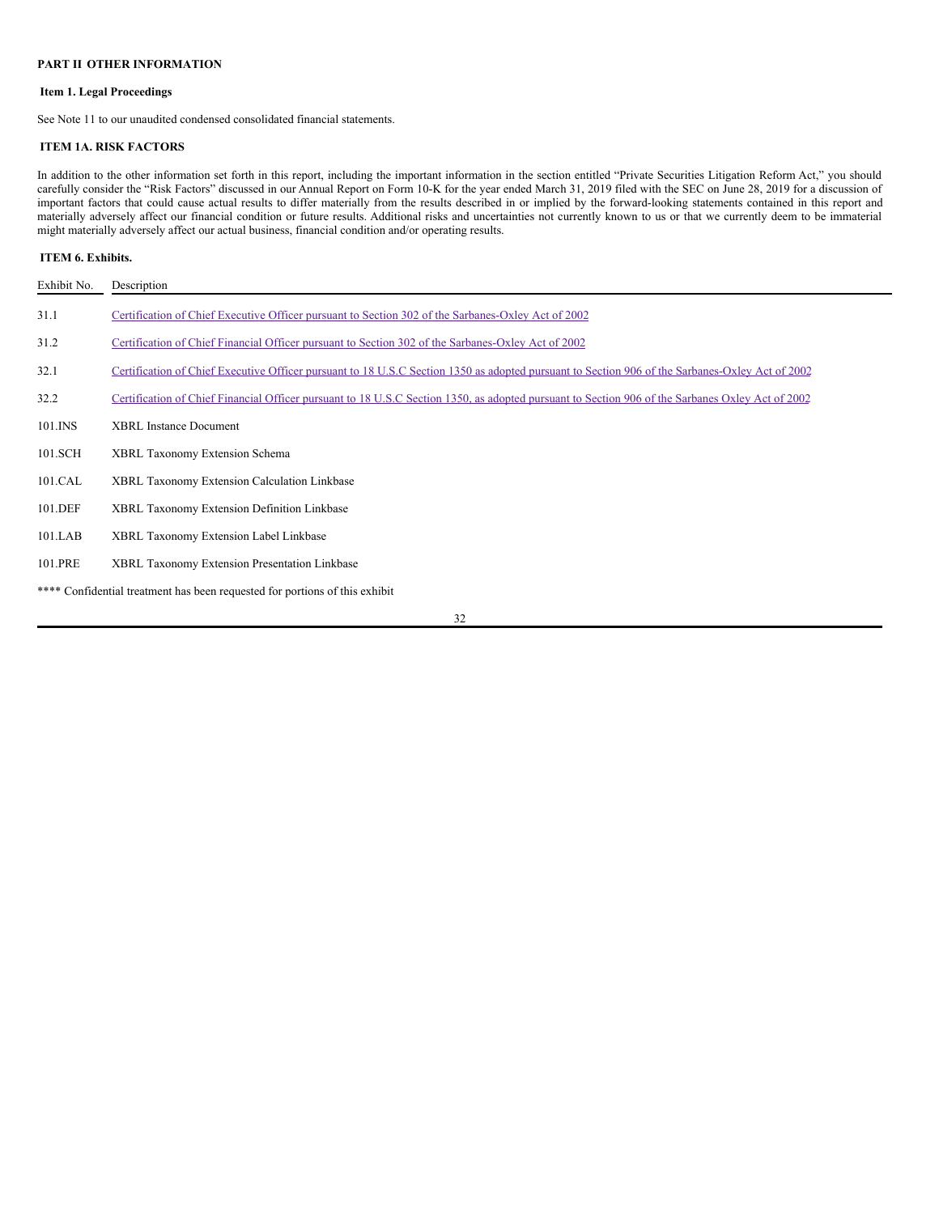## PART II OTHER INFORMATION

### Item 1. Legal Proceedings

See Note 11 to our unaudited condensed consolidated financial statements.

### ITEM 1A. RISK FACTORS

In addition to the other information set forth in this report, including the important information in the section entitled “Private Securities Litigation Reform Act,” you should carefully consider the “Risk Factors” discussed in our Annual Report on Form 10-K for the year ended March 31, 2019 filed with the SEC on June 28, 2019 for a discussion of important factors that could cause actual results to differ materially from the results described in or implied by the forward-looking statements contained in this report and materially adversely affect our financial condition or future results. Additional risks and uncertainties not currently known to us or that we currently deem to be immaterial might materially adversely affect our actual business, financial condition and/or operating results.

### ITEM 6. Exhibits.

| Exhibit No. | Description |
|---|---|
| 31.1 | Certification of Chief Executive Officer pursuant to Section 302 of the Sarbanes-Oxley Act of 2002 |
| 31.2 | Certification of Chief Financial Officer pursuant to Section 302 of the Sarbanes-Oxley Act of 2002 |
| 32.1 | Certification of Chief Executive Officer pursuant to 18 U.S.C Section 1350 as adopted pursuant to Section 906 of the Sarbanes-Oxley Act of 2002 |
| 32.2 | Certification of Chief Financial Officer pursuant to 18 U.S.C Section 1350, as adopted pursuant to Section 906 of the Sarbanes Oxley Act of 2002 |
| 101.INS | XBRL Instance Document |
| 101.SCH | XBRL Taxonomy Extension Schema |
| 101.CAL | XBRL Taxonomy Extension Calculation Linkbase |
| 101.DEF | XBRL Taxonomy Extension Definition Linkbase |
| 101.LAB | XBRL Taxonomy Extension Label Linkbase |
| 101.PRE | XBRL Taxonomy Extension Presentation Linkbase |

**** Confidential treatment has been requested for portions of this exhibit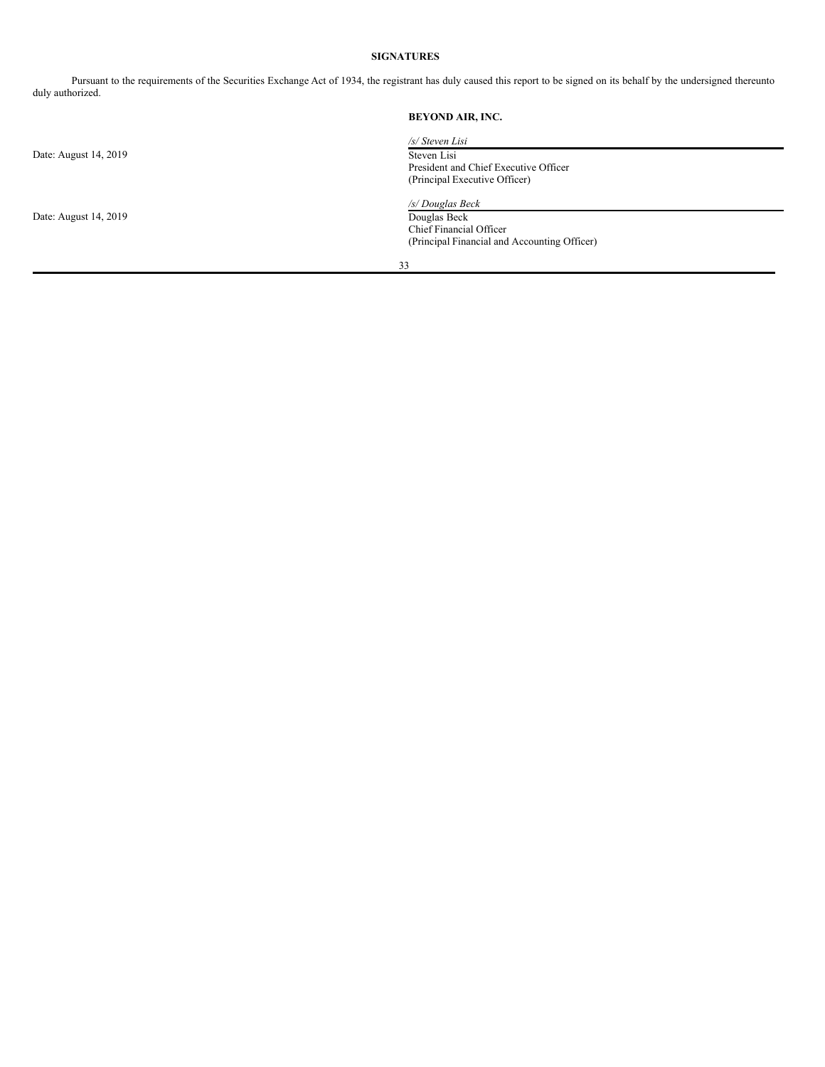**SIGNATURES**

Pursuant to the requirements of the Securities Exchange Act of 1934, the registrant has duly caused this report to be signed on its behalf by the undersigned thereunto duly authorized.

| | **BEYOND AIR, INC.** |
|---|---|
| | */s/ Steven Lisi* |
| Date: August 14, 2019 | Steven Lisi<br>President and Chief Executive Officer<br>(Principal Executive Officer) |
| | */s/ Douglas Beck* |
| Date: August 14, 2019 | Douglas Beck<br>Chief Financial Officer<br>(Principal Financial and Accounting Officer) |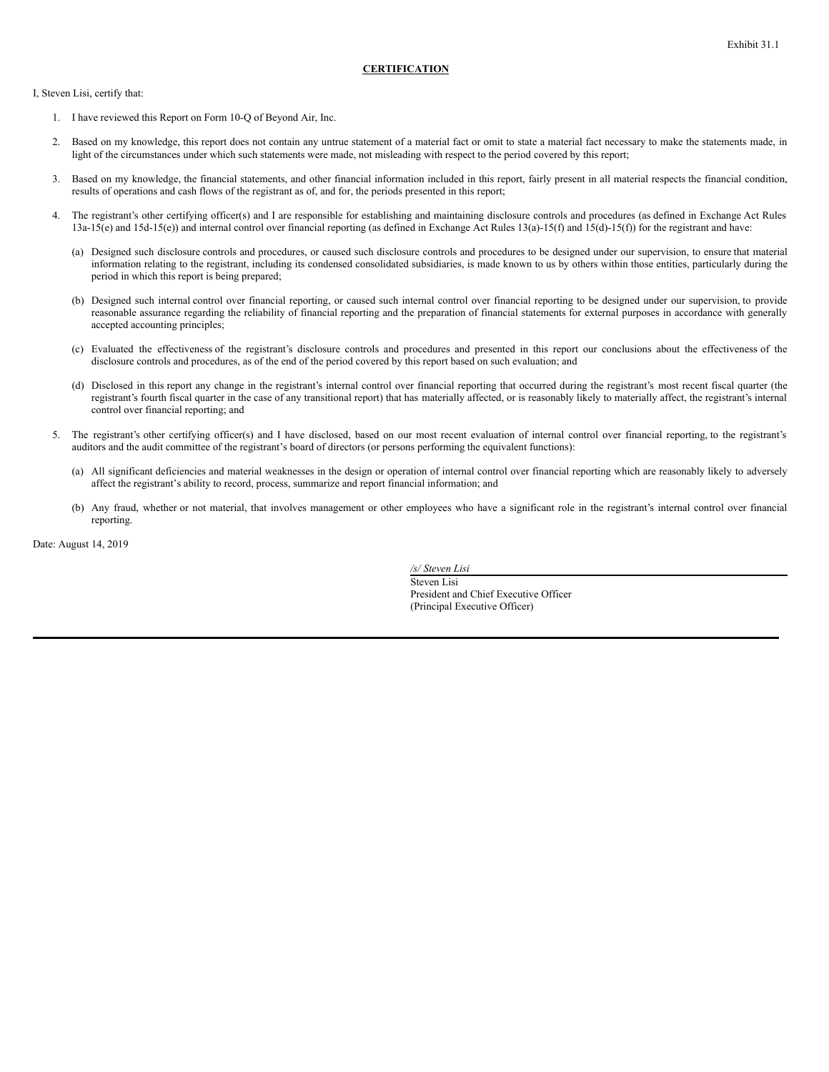Exhibit 31.1

**CERTIFICATION**

I, Steven Lisi, certify that:

1. I have reviewed this Report on Form 10-Q of Beyond Air, Inc.

2. Based on my knowledge, this report does not contain any untrue statement of a material fact or omit to state a material fact necessary to make the statements made, in light of the circumstances under which such statements were made, not misleading with respect to the period covered by this report;

3. Based on my knowledge, the financial statements, and other financial information included in this report, fairly present in all material respects the financial condition, results of operations and cash flows of the registrant as of, and for, the periods presented in this report;

4. The registrant's other certifying officer(s) and I are responsible for establishing and maintaining disclosure controls and procedures (as defined in Exchange Act Rules 13a-15(e) and 15d-15(e)) and internal control over financial reporting (as defined in Exchange Act Rules 13(a)-15(f) and 15(d)-15(f)) for the registrant and have:

   (a) Designed such disclosure controls and procedures, or caused such disclosure controls and procedures to be designed under our supervision, to ensure that material information relating to the registrant, including its condensed consolidated subsidiaries, is made known to us by others within those entities, particularly during the period in which this report is being prepared;

   (b) Designed such internal control over financial reporting, or caused such internal control over financial reporting to be designed under our supervision, to provide reasonable assurance regarding the reliability of financial reporting and the preparation of financial statements for external purposes in accordance with generally accepted accounting principles;

   (c) Evaluated the effectiveness of the registrant's disclosure controls and procedures and presented in this report our conclusions about the effectiveness of the disclosure controls and procedures, as of the end of the period covered by this report based on such evaluation; and

   (d) Disclosed in this report any change in the registrant's internal control over financial reporting that occurred during the registrant's most recent fiscal quarter (the registrant's fourth fiscal quarter in the case of any transitional report) that has materially affected, or is reasonably likely to materially affect, the registrant's internal control over financial reporting; and

5. The registrant's other certifying officer(s) and I have disclosed, based on our most recent evaluation of internal control over financial reporting, to the registrant's auditors and the audit committee of the registrant's board of directors (or persons performing the equivalent functions):

   (a) All significant deficiencies and material weaknesses in the design or operation of internal control over financial reporting which are reasonably likely to adversely affect the registrant's ability to record, process, summarize and report financial information; and

   (b) Any fraud, whether or not material, that involves management or other employees who have a significant role in the registrant's internal control over financial reporting.

Date: August 14, 2019

*/s/ Steven Lisi*
Steven Lisi
President and Chief Executive Officer
(Principal Executive Officer)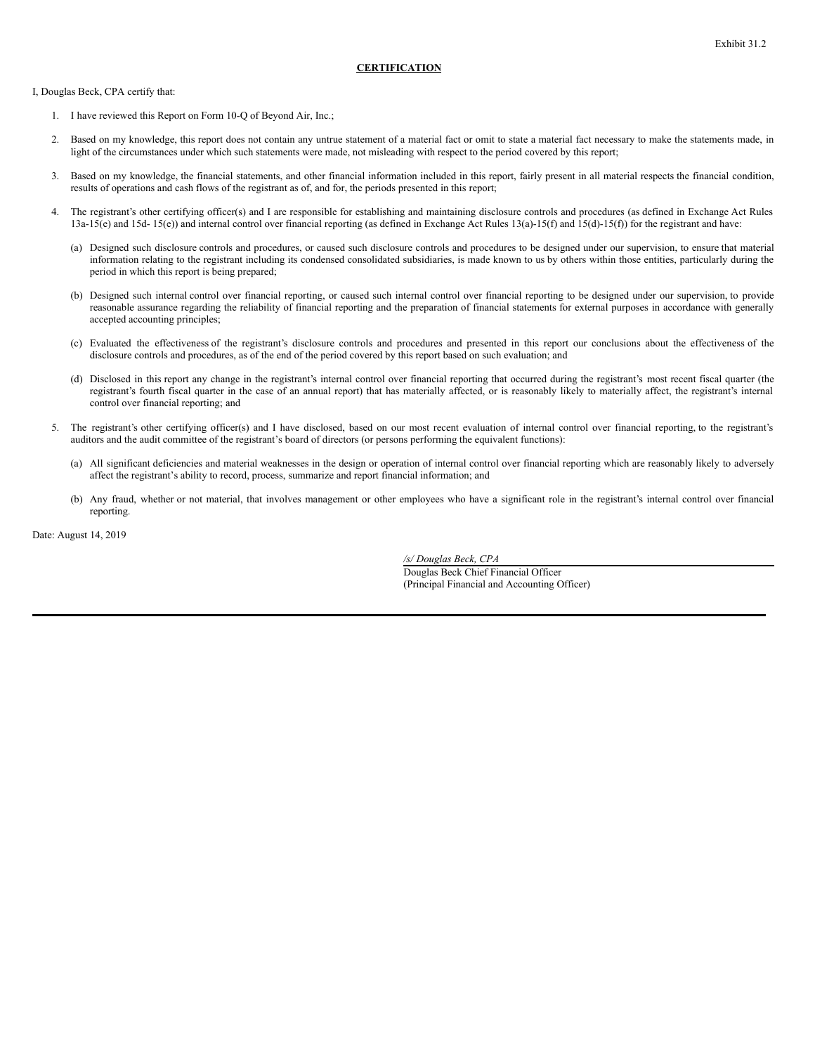Exhibit 31.2

**CERTIFICATION**

I, Douglas Beck, CPA certify that:

1. I have reviewed this Report on Form 10-Q of Beyond Air, Inc.;

2. Based on my knowledge, this report does not contain any untrue statement of a material fact or omit to state a material fact necessary to make the statements made, in light of the circumstances under which such statements were made, not misleading with respect to the period covered by this report;

3. Based on my knowledge, the financial statements, and other financial information included in this report, fairly present in all material respects the financial condition, results of operations and cash flows of the registrant as of, and for, the periods presented in this report;

4. The registrant's other certifying officer(s) and I are responsible for establishing and maintaining disclosure controls and procedures (as defined in Exchange Act Rules 13a-15(e) and 15d- 15(e)) and internal control over financial reporting (as defined in Exchange Act Rules 13(a)-15(f) and 15(d)-15(f)) for the registrant and have:

   (a) Designed such disclosure controls and procedures, or caused such disclosure controls and procedures to be designed under our supervision, to ensure that material information relating to the registrant including its condensed consolidated subsidiaries, is made known to us by others within those entities, particularly during the period in which this report is being prepared;

   (b) Designed such internal control over financial reporting, or caused such internal control over financial reporting to be designed under our supervision, to provide reasonable assurance regarding the reliability of financial reporting and the preparation of financial statements for external purposes in accordance with generally accepted accounting principles;

   (c) Evaluated the effectiveness of the registrant's disclosure controls and procedures and presented in this report our conclusions about the effectiveness of the disclosure controls and procedures, as of the end of the period covered by this report based on such evaluation; and

   (d) Disclosed in this report any change in the registrant's internal control over financial reporting that occurred during the registrant's most recent fiscal quarter (the registrant's fourth fiscal quarter in the case of an annual report) that has materially affected, or is reasonably likely to materially affect, the registrant's internal control over financial reporting; and

5. The registrant's other certifying officer(s) and I have disclosed, based on our most recent evaluation of internal control over financial reporting, to the registrant's auditors and the audit committee of the registrant's board of directors (or persons performing the equivalent functions):

   (a) All significant deficiencies and material weaknesses in the design or operation of internal control over financial reporting which are reasonably likely to adversely affect the registrant's ability to record, process, summarize and report financial information; and

   (b) Any fraud, whether or not material, that involves management or other employees who have a significant role in the registrant's internal control over financial reporting.

Date: August 14, 2019

*/s/ Douglas Beck, CPA*
Douglas Beck Chief Financial Officer
(Principal Financial and Accounting Officer)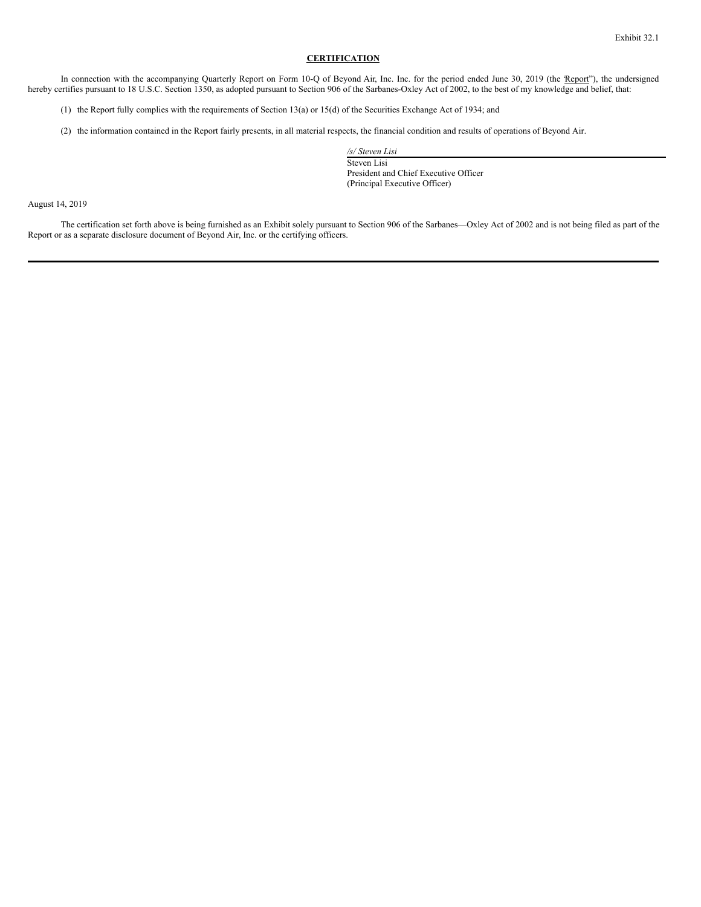Exhibit 32.1

**CERTIFICATION**

In connection with the accompanying Quarterly Report on Form 10-Q of Beyond Air, Inc. Inc. for the period ended June 30, 2019 (the "Report"), the undersigned hereby certifies pursuant to 18 U.S.C. Section 1350, as adopted pursuant to Section 906 of the Sarbanes-Oxley Act of 2002, to the best of my knowledge and belief, that:

(1) the Report fully complies with the requirements of Section 13(a) or 15(d) of the Securities Exchange Act of 1934; and

(2) the information contained in the Report fairly presents, in all material respects, the financial condition and results of operations of Beyond Air.

*/s/ Steven Lisi*
Steven Lisi
President and Chief Executive Officer
(Principal Executive Officer)

August 14, 2019

The certification set forth above is being furnished as an Exhibit solely pursuant to Section 906 of the Sarbanes—Oxley Act of 2002 and is not being filed as part of the Report or as a separate disclosure document of Beyond Air, Inc. or the certifying officers.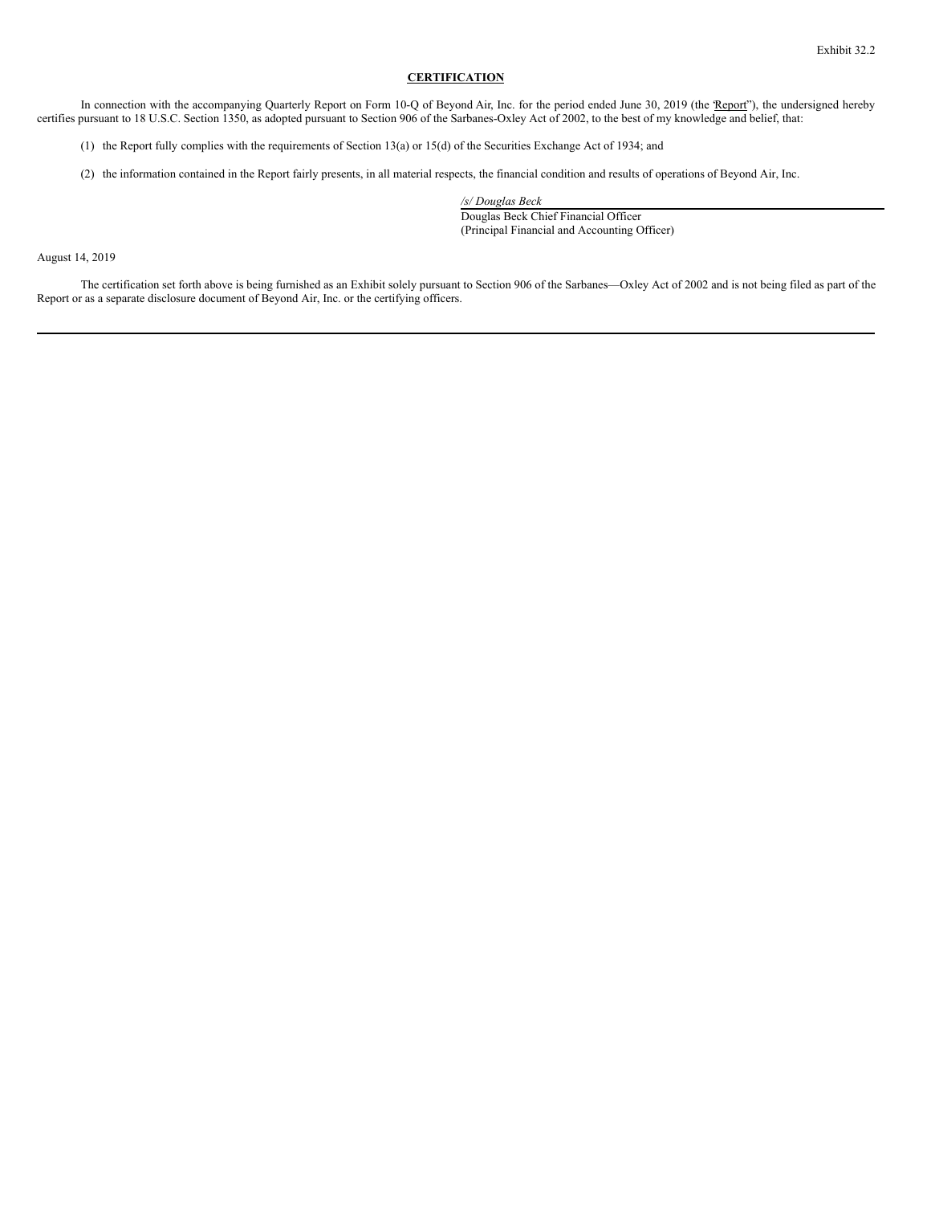Exhibit 32.2

**CERTIFICATION**

In connection with the accompanying Quarterly Report on Form 10-Q of Beyond Air, Inc. for the period ended June 30, 2019 (the "Report"), the undersigned hereby certifies pursuant to 18 U.S.C. Section 1350, as adopted pursuant to Section 906 of the Sarbanes-Oxley Act of 2002, to the best of my knowledge and belief, that:

(1) the Report fully complies with the requirements of Section 13(a) or 15(d) of the Securities Exchange Act of 1934; and

(2) the information contained in the Report fairly presents, in all material respects, the financial condition and results of operations of Beyond Air, Inc.

*/s/ Douglas Beck*
Douglas Beck Chief Financial Officer
(Principal Financial and Accounting Officer)

August 14, 2019

The certification set forth above is being furnished as an Exhibit solely pursuant to Section 906 of the Sarbanes—Oxley Act of 2002 and is not being filed as part of the Report or as a separate disclosure document of Beyond Air, Inc. or the certifying officers.